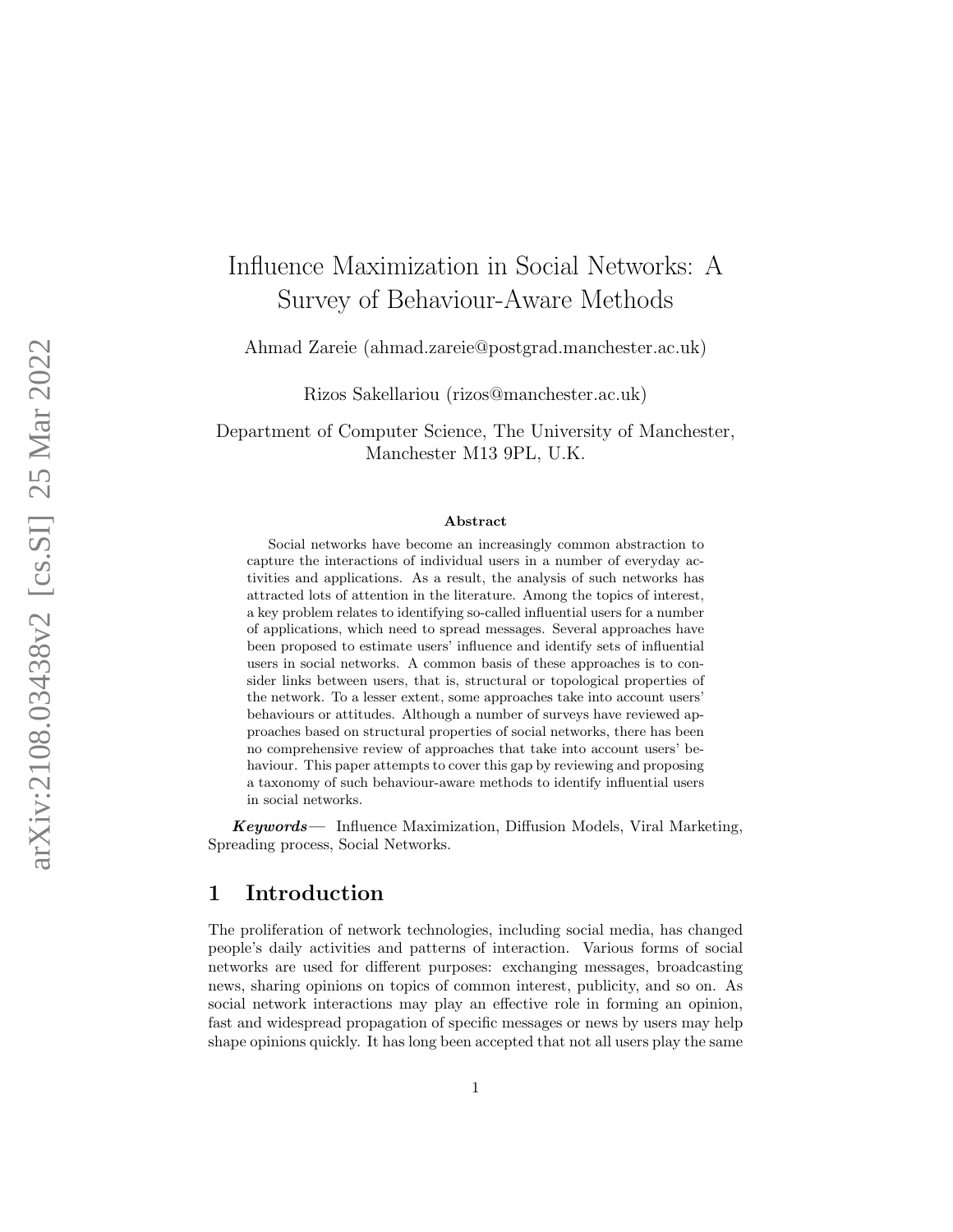# Influence Maximization in Social Networks: A Survey of Behaviour-Aware Methods

Ahmad Zareie (ahmad.zareie@postgrad.manchester.ac.uk)

Rizos Sakellariou (rizos@manchester.ac.uk)

Department of Computer Science, The University of Manchester, Manchester M13 9PL, U.K.

## Abstract

Social networks have become an increasingly common abstraction to capture the interactions of individual users in a number of everyday activities and applications. As a result, the analysis of such networks has attracted lots of attention in the literature. Among the topics of interest, a key problem relates to identifying so-called influential users for a number of applications, which need to spread messages. Several approaches have been proposed to estimate users' influence and identify sets of influential users in social networks. A common basis of these approaches is to consider links between users, that is, structural or topological properties of the network. To a lesser extent, some approaches take into account users' behaviours or attitudes. Although a number of surveys have reviewed approaches based on structural properties of social networks, there has been no comprehensive review of approaches that take into account users' behaviour. This paper attempts to cover this gap by reviewing and proposing a taxonomy of such behaviour-aware methods to identify influential users in social networks.

***Keywords***— Influence Maximization, Diffusion Models, Viral Marketing, Spreading process, Social Networks.

## 1 Introduction

The proliferation of network technologies, including social media, has changed people's daily activities and patterns of interaction. Various forms of social networks are used for different purposes: exchanging messages, broadcasting news, sharing opinions on topics of common interest, publicity, and so on. As social network interactions may play an effective role in forming an opinion, fast and widespread propagation of specific messages or news by users may help shape opinions quickly. It has long been accepted that not all users play the same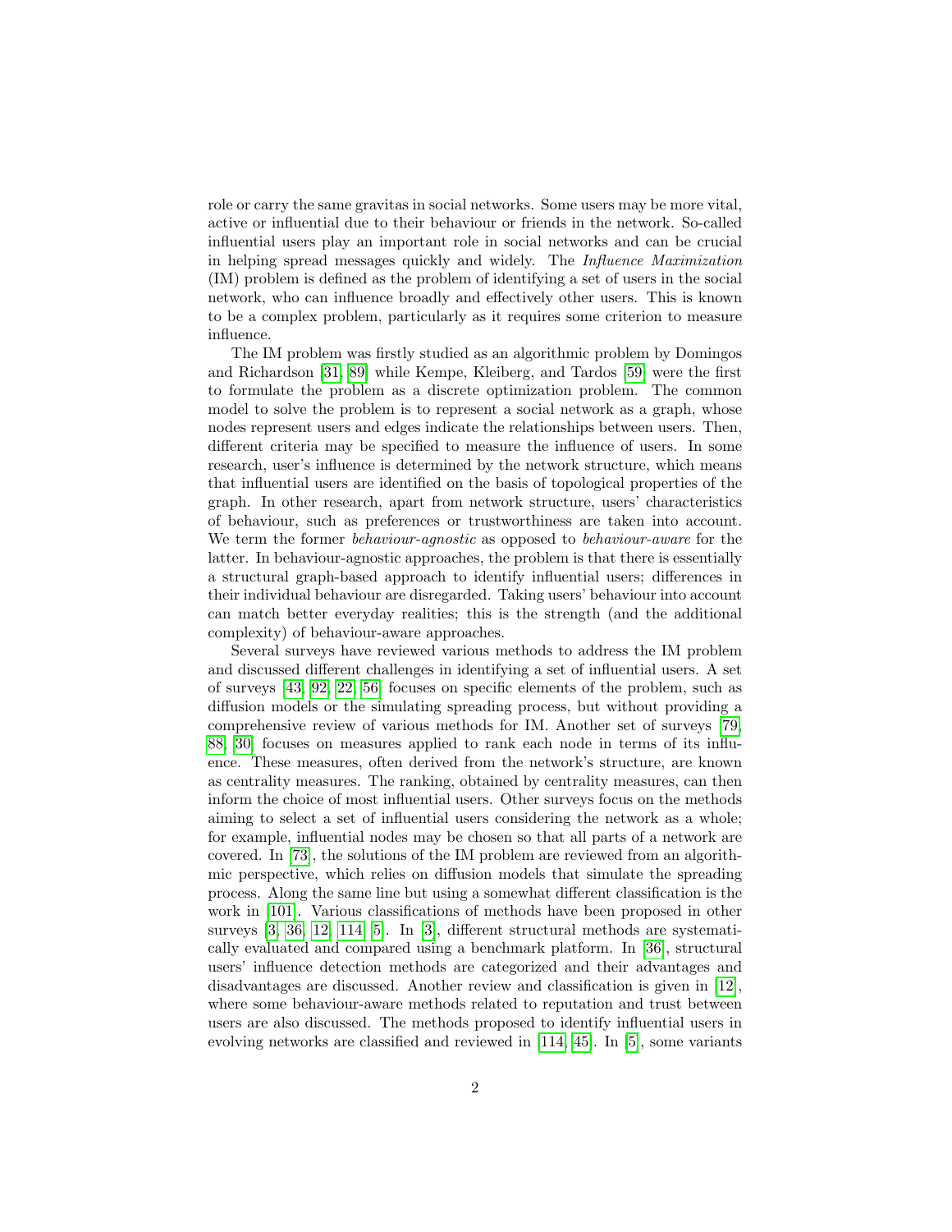role or carry the same gravitas in social networks. Some users may be more vital, active or influential due to their behaviour or friends in the network. So-called influential users play an important role in social networks and can be crucial in helping spread messages quickly and widely. The *Influence Maximization* (IM) problem is defined as the problem of identifying a set of users in the social network, who can influence broadly and effectively other users. This is known to be a complex problem, particularly as it requires some criterion to measure influence.

The IM problem was firstly studied as an algorithmic problem by Domingos and Richardson [31, 89] while Kempe, Kleiberg, and Tardos [59] were the first to formulate the problem as a discrete optimization problem. The common model to solve the problem is to represent a social network as a graph, whose nodes represent users and edges indicate the relationships between users. Then, different criteria may be specified to measure the influence of users. In some research, user's influence is determined by the network structure, which means that influential users are identified on the basis of topological properties of the graph. In other research, apart from network structure, users' characteristics of behaviour, such as preferences or trustworthiness are taken into account. We term the former *behaviour-agnostic* as opposed to *behaviour-aware* for the latter. In behaviour-agnostic approaches, the problem is that there is essentially a structural graph-based approach to identify influential users; differences in their individual behaviour are disregarded. Taking users' behaviour into account can match better everyday realities; this is the strength (and the additional complexity) of behaviour-aware approaches.

Several surveys have reviewed various methods to address the IM problem and discussed different challenges in identifying a set of influential users. A set of surveys [43, 92, 22, 56] focuses on specific elements of the problem, such as diffusion models or the simulating spreading process, but without providing a comprehensive review of various methods for IM. Another set of surveys [79, 88, 30] focuses on measures applied to rank each node in terms of its influence. These measures, often derived from the network's structure, are known as centrality measures. The ranking, obtained by centrality measures, can then inform the choice of most influential users. Other surveys focus on the methods aiming to select a set of influential users considering the network as a whole; for example, influential nodes may be chosen so that all parts of a network are covered. In [73], the solutions of the IM problem are reviewed from an algorithmic perspective, which relies on diffusion models that simulate the spreading process. Along the same line but using a somewhat different classification is the work in [101]. Various classifications of methods have been proposed in other surveys [3, 36, 12, 114, 5]. In [3], different structural methods are systematically evaluated and compared using a benchmark platform. In [36], structural users' influence detection methods are categorized and their advantages and disadvantages are discussed. Another review and classification is given in [12], where some behaviour-aware methods related to reputation and trust between users are also discussed. The methods proposed to identify influential users in evolving networks are classified and reviewed in [114, 45]. In [5], some variants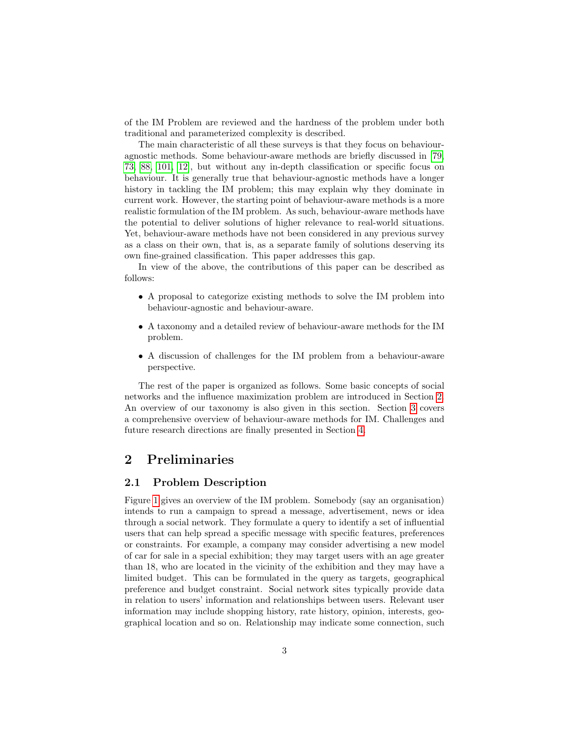of the IM Problem are reviewed and the hardness of the problem under both traditional and parameterized complexity is described.

The main characteristic of all these surveys is that they focus on behaviour-agnostic methods. Some behaviour-aware methods are briefly discussed in [79, 73, 88, 101, 12], but without any in-depth classification or specific focus on behaviour. It is generally true that behaviour-agnostic methods have a longer history in tackling the IM problem; this may explain why they dominate in current work. However, the starting point of behaviour-aware methods is a more realistic formulation of the IM problem. As such, behaviour-aware methods have the potential to deliver solutions of higher relevance to real-world situations. Yet, behaviour-aware methods have not been considered in any previous survey as a class on their own, that is, as a separate family of solutions deserving its own fine-grained classification. This paper addresses this gap.

In view of the above, the contributions of this paper can be described as follows:

- A proposal to categorize existing methods to solve the IM problem into behaviour-agnostic and behaviour-aware.
- A taxonomy and a detailed review of behaviour-aware methods for the IM problem.
- A discussion of challenges for the IM problem from a behaviour-aware perspective.

The rest of the paper is organized as follows. Some basic concepts of social networks and the influence maximization problem are introduced in Section 2. An overview of our taxonomy is also given in this section. Section 3 covers a comprehensive overview of behaviour-aware methods for IM. Challenges and future research directions are finally presented in Section 4.

# 2 Preliminaries

## 2.1 Problem Description

Figure 1 gives an overview of the IM problem. Somebody (say an organisation) intends to run a campaign to spread a message, advertisement, news or idea through a social network. They formulate a query to identify a set of influential users that can help spread a specific message with specific features, preferences or constraints. For example, a company may consider advertising a new model of car for sale in a special exhibition; they may target users with an age greater than 18, who are located in the vicinity of the exhibition and they may have a limited budget. This can be formulated in the query as targets, geographical preference and budget constraint. Social network sites typically provide data in relation to users' information and relationships between users. Relevant user information may include shopping history, rate history, opinion, interests, geographical location and so on. Relationship may indicate some connection, such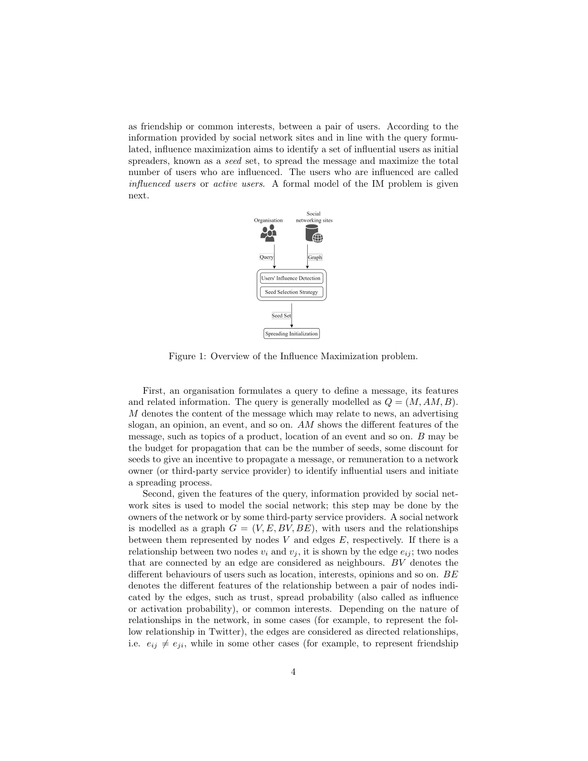as friendship or common interests, between a pair of users. According to the information provided by social network sites and in line with the query formulated, influence maximization aims to identify a set of influential users as initial spreaders, known as a *seed* set, to spread the message and maximize the total number of users who are influenced. The users who are influenced are called *influenced users* or *active users*. A formal model of the IM problem is given next.

Figure 1: Overview of the Influence Maximization problem.

First, an organisation formulates a query to define a message, its features and related information. The query is generally modelled as $Q = (M, AM, B)$. $M$ denotes the content of the message which may relate to news, an advertising slogan, an opinion, an event, and so on. $AM$ shows the different features of the message, such as topics of a product, location of an event and so on. $B$ may be the budget for propagation that can be the number of seeds, some discount for seeds to give an incentive to propagate a message, or remuneration to a network owner (or third-party service provider) to identify influential users and initiate a spreading process.

Second, given the features of the query, information provided by social network sites is used to model the social network; this step may be done by the owners of the network or by some third-party service providers. A social network is modelled as a graph $G = (V, E, BV, BE)$, with users and the relationships between them represented by nodes $V$ and edges $E$, respectively. If there is a relationship between two nodes $v_i$ and $v_j$, it is shown by the edge $e_{ij}$; two nodes that are connected by an edge are considered as neighbours. $BV$ denotes the different behaviours of users such as location, interests, opinions and so on. $BE$ denotes the different features of the relationship between a pair of nodes indicated by the edges, such as trust, spread probability (also called as influence or activation probability), or common interests. Depending on the nature of relationships in the network, in some cases (for example, to represent the follow relationship in Twitter), the edges are considered as directed relationships, i.e. $e_{ij} \neq e_{ji}$, while in some other cases (for example, to represent friendship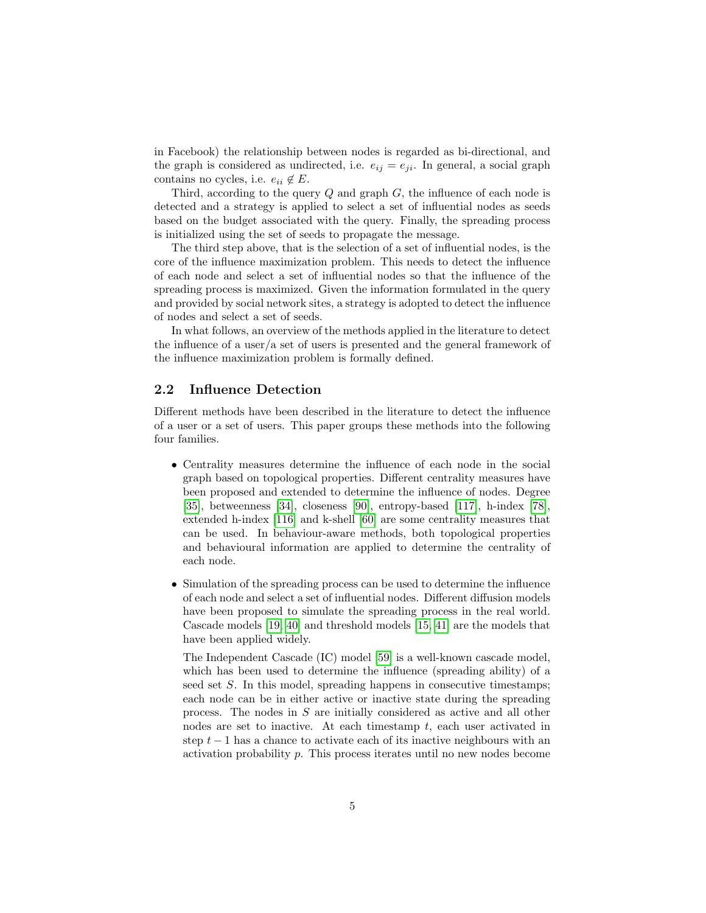in Facebook) the relationship between nodes is regarded as bi-directional, and the graph is considered as undirected, i.e. $e_{ij} = e_{ji}$. In general, a social graph contains no cycles, i.e. $e_{ii} \notin E$.

Third, according to the query $Q$ and graph $G$, the influence of each node is detected and a strategy is applied to select a set of influential nodes as seeds based on the budget associated with the query. Finally, the spreading process is initialized using the set of seeds to propagate the message.

The third step above, that is the selection of a set of influential nodes, is the core of the influence maximization problem. This needs to detect the influence of each node and select a set of influential nodes so that the influence of the spreading process is maximized. Given the information formulated in the query and provided by social network sites, a strategy is adopted to detect the influence of nodes and select a set of seeds.

In what follows, an overview of the methods applied in the literature to detect the influence of a user/a set of users is presented and the general framework of the influence maximization problem is formally defined.

## 2.2 Influence Detection

Different methods have been described in the literature to detect the influence of a user or a set of users. This paper groups these methods into the following four families.

- Centrality measures determine the influence of each node in the social graph based on topological properties. Different centrality measures have been proposed and extended to determine the influence of nodes. Degree [35], betweenness [34], closeness [90], entropy-based [117], h-index [78], extended h-index [116] and k-shell [60] are some centrality measures that can be used. In behaviour-aware methods, both topological properties and behavioural information are applied to determine the centrality of each node.

- Simulation of the spreading process can be used to determine the influence of each node and select a set of influential nodes. Different diffusion models have been proposed to simulate the spreading process in the real world. Cascade models [19, 40] and threshold models [15, 41] are the models that have been applied widely.

  The Independent Cascade (IC) model [59] is a well-known cascade model, which has been used to determine the influence (spreading ability) of a seed set $S$. In this model, spreading happens in consecutive timestamps; each node can be in either active or inactive state during the spreading process. The nodes in $S$ are initially considered as active and all other nodes are set to inactive. At each timestamp $t$, each user activated in step $t-1$ has a chance to activate each of its inactive neighbours with an activation probability $p$. This process iterates until no new nodes become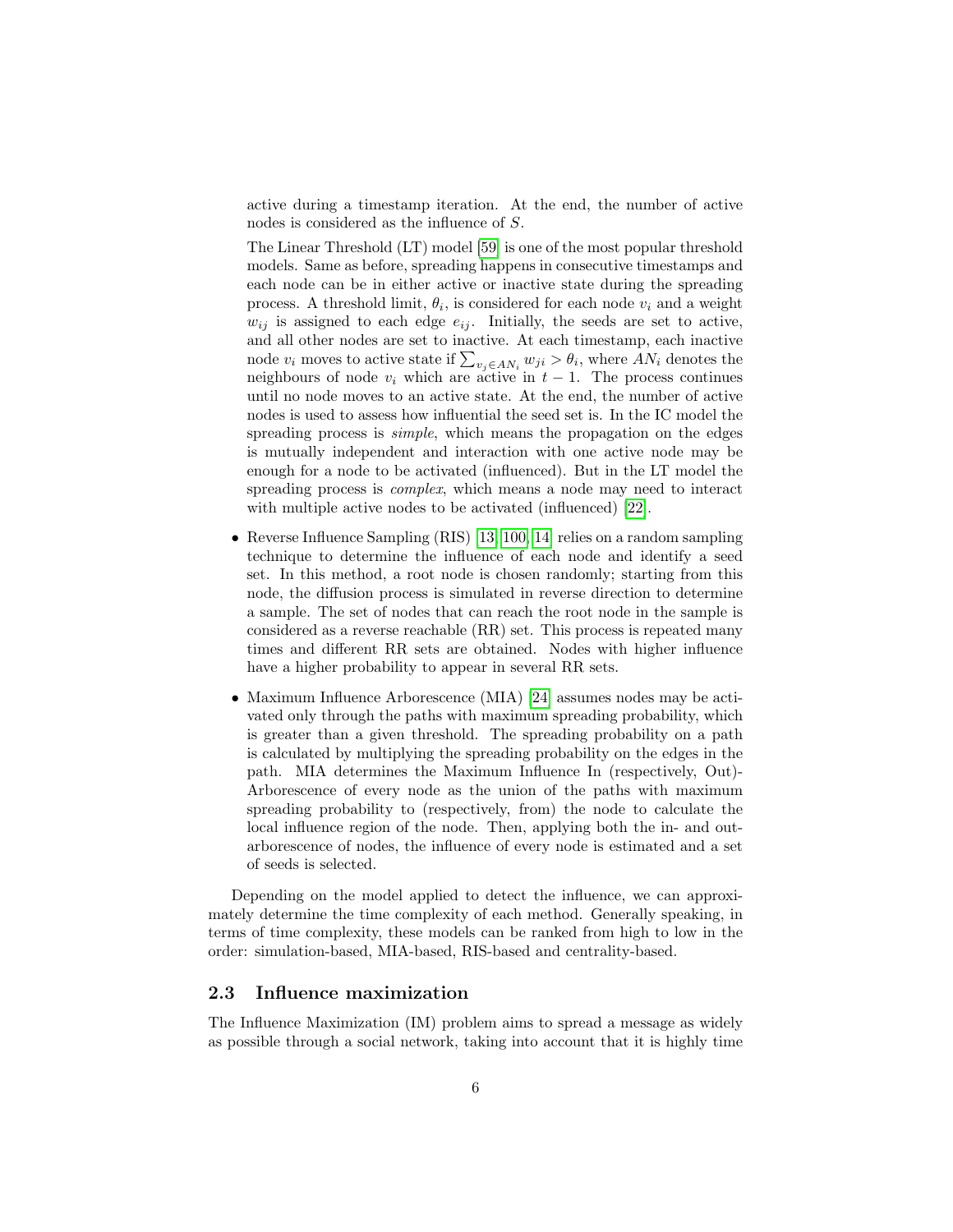active during a timestamp iteration. At the end, the number of active nodes is considered as the influence of $S$.

The Linear Threshold (LT) model [59] is one of the most popular threshold models. Same as before, spreading happens in consecutive timestamps and each node can be in either active or inactive state during the spreading process. A threshold limit, $\theta_i$, is considered for each node $v_i$ and a weight $w_{ij}$ is assigned to each edge $e_{ij}$. Initially, the seeds are set to active, and all other nodes are set to inactive. At each timestamp, each inactive node $v_i$ moves to active state if $\sum_{v_j \in AN_i} w_{ji} > \theta_i$, where $AN_i$ denotes the neighbours of node $v_i$ which are active in $t-1$. The process continues until no node moves to an active state. At the end, the number of active nodes is used to assess how influential the seed set is. In the IC model the spreading process is *simple*, which means the propagation on the edges is mutually independent and interaction with one active node may be enough for a node to be activated (influenced). But in the LT model the spreading process is *complex*, which means a node may need to interact with multiple active nodes to be activated (influenced) [22].

- Reverse Influence Sampling (RIS) [13, 100, 14] relies on a random sampling technique to determine the influence of each node and identify a seed set. In this method, a root node is chosen randomly; starting from this node, the diffusion process is simulated in reverse direction to determine a sample. The set of nodes that can reach the root node in the sample is considered as a reverse reachable (RR) set. This process is repeated many times and different RR sets are obtained. Nodes with higher influence have a higher probability to appear in several RR sets.
- Maximum Influence Arborescence (MIA) [24] assumes nodes may be activated only through the paths with maximum spreading probability, which is greater than a given threshold. The spreading probability on a path is calculated by multiplying the spreading probability on the edges in the path. MIA determines the Maximum Influence In (respectively, Out)-Arborescence of every node as the union of the paths with maximum spreading probability to (respectively, from) the node to calculate the local influence region of the node. Then, applying both the in- and out-arborescence of nodes, the influence of every node is estimated and a set of seeds is selected.

Depending on the model applied to detect the influence, we can approximately determine the time complexity of each method. Generally speaking, in terms of time complexity, these models can be ranked from high to low in the order: simulation-based, MIA-based, RIS-based and centrality-based.

### 2.3 Influence maximization

The Influence Maximization (IM) problem aims to spread a message as widely as possible through a social network, taking into account that it is highly time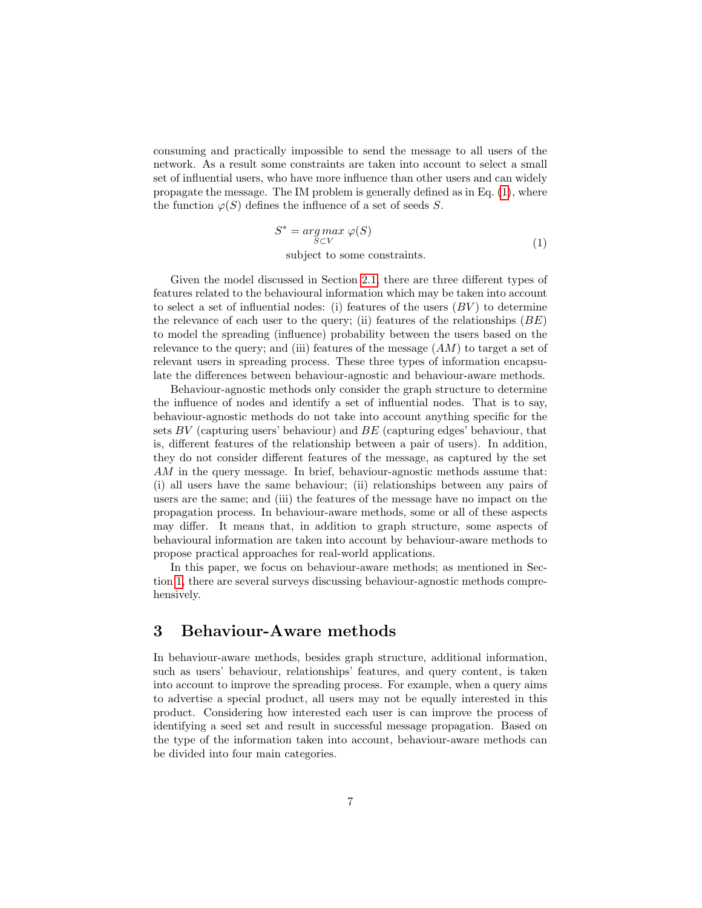consuming and practically impossible to send the message to all users of the network. As a result some constraints are taken into account to select a small set of influential users, who have more influence than other users and can widely propagate the message. The IM problem is generally defined as in Eq. (1), where the function $\varphi(S)$ defines the influence of a set of seeds $S$.

$$
\begin{gathered}
S^* = \underset{S \subset V}{arg\,max}\ \varphi(S) \\
\text{subject to some constraints.}
\end{gathered}
\tag{1}
$$

Given the model discussed in Section 2.1, there are three different types of features related to the behavioural information which may be taken into account to select a set of influential nodes: (i) features of the users ($BV$) to determine the relevance of each user to the query; (ii) features of the relationships ($BE$) to model the spreading (influence) probability between the users based on the relevance to the query; and (iii) features of the message ($AM$) to target a set of relevant users in spreading process. These three types of information encapsulate the differences between behaviour-agnostic and behaviour-aware methods.

Behaviour-agnostic methods only consider the graph structure to determine the influence of nodes and identify a set of influential nodes. That is to say, behaviour-agnostic methods do not take into account anything specific for the sets $BV$ (capturing users' behaviour) and $BE$ (capturing edges' behaviour, that is, different features of the relationship between a pair of users). In addition, they do not consider different features of the message, as captured by the set $AM$ in the query message. In brief, behaviour-agnostic methods assume that: (i) all users have the same behaviour; (ii) relationships between any pairs of users are the same; and (iii) the features of the message have no impact on the propagation process. In behaviour-aware methods, some or all of these aspects may differ. It means that, in addition to graph structure, some aspects of behavioural information are taken into account by behaviour-aware methods to propose practical approaches for real-world applications.

In this paper, we focus on behaviour-aware methods; as mentioned in Section 1, there are several surveys discussing behaviour-agnostic methods comprehensively.

# 3 Behaviour-Aware methods

In behaviour-aware methods, besides graph structure, additional information, such as users' behaviour, relationships' features, and query content, is taken into account to improve the spreading process. For example, when a query aims to advertise a special product, all users may not be equally interested in this product. Considering how interested each user is can improve the process of identifying a seed set and result in successful message propagation. Based on the type of the information taken into account, behaviour-aware methods can be divided into four main categories.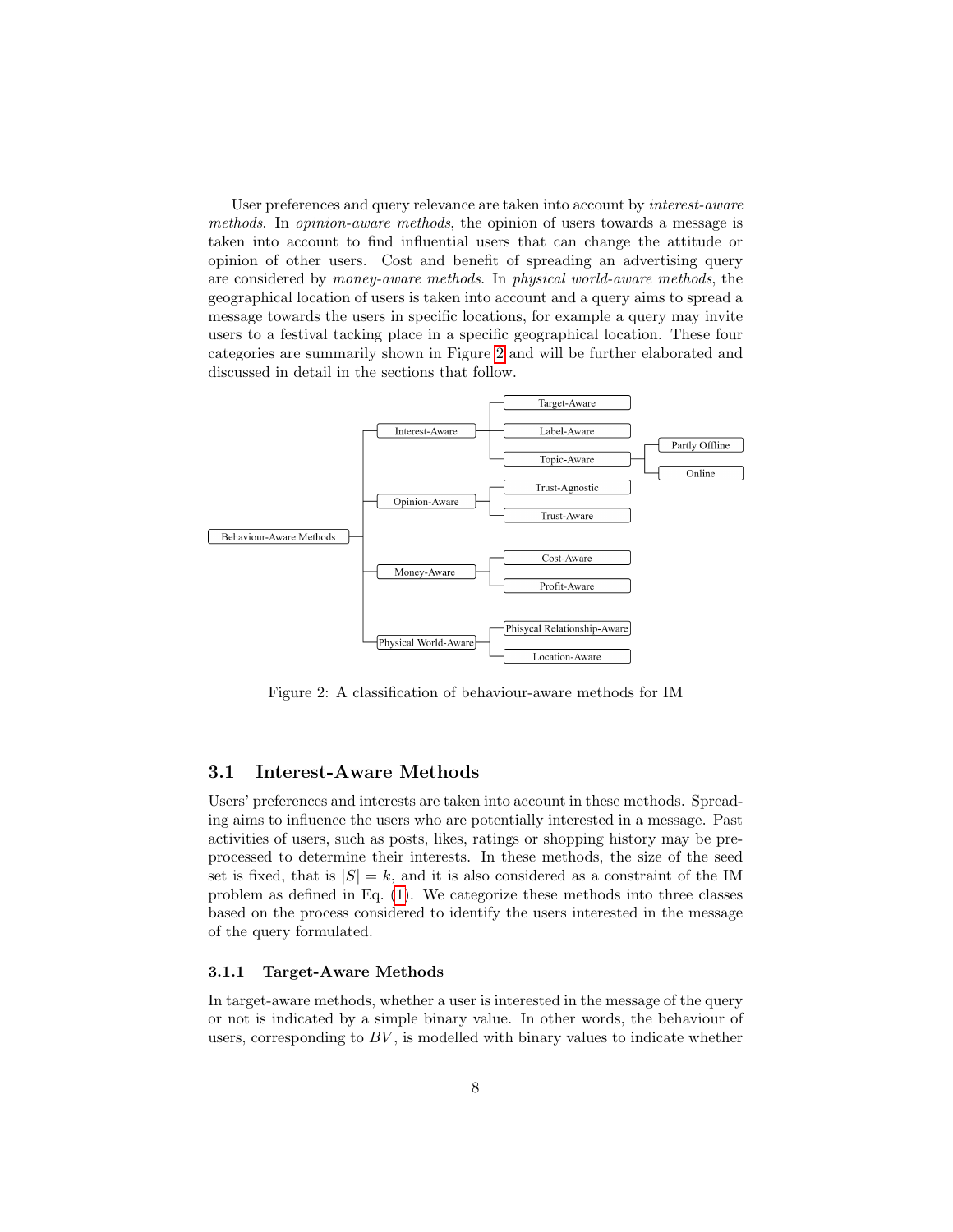User preferences and query relevance are taken into account by *interest-aware methods*. In *opinion-aware methods*, the opinion of users towards a message is taken into account to find influential users that can change the attitude or opinion of other users. Cost and benefit of spreading an advertising query are considered by *money-aware methods*. In *physical world-aware methods*, the geographical location of users is taken into account and a query aims to spread a message towards the users in specific locations, for example a query may invite users to a festival tacking place in a specific geographical location. These four categories are summarily shown in Figure 2 and will be further elaborated and discussed in detail in the sections that follow.

Figure 2: A classification of behaviour-aware methods for IM

## 3.1 Interest-Aware Methods

Users' preferences and interests are taken into account in these methods. Spreading aims to influence the users who are potentially interested in a message. Past activities of users, such as posts, likes, ratings or shopping history may be preprocessed to determine their interests. In these methods, the size of the seed set is fixed, that is $|S| = k$, and it is also considered as a constraint of the IM problem as defined in Eq. (1). We categorize these methods into three classes based on the process considered to identify the users interested in the message of the query formulated.

### 3.1.1 Target-Aware Methods

In target-aware methods, whether a user is interested in the message of the query or not is indicated by a simple binary value. In other words, the behaviour of users, corresponding to $BV$, is modelled with binary values to indicate whether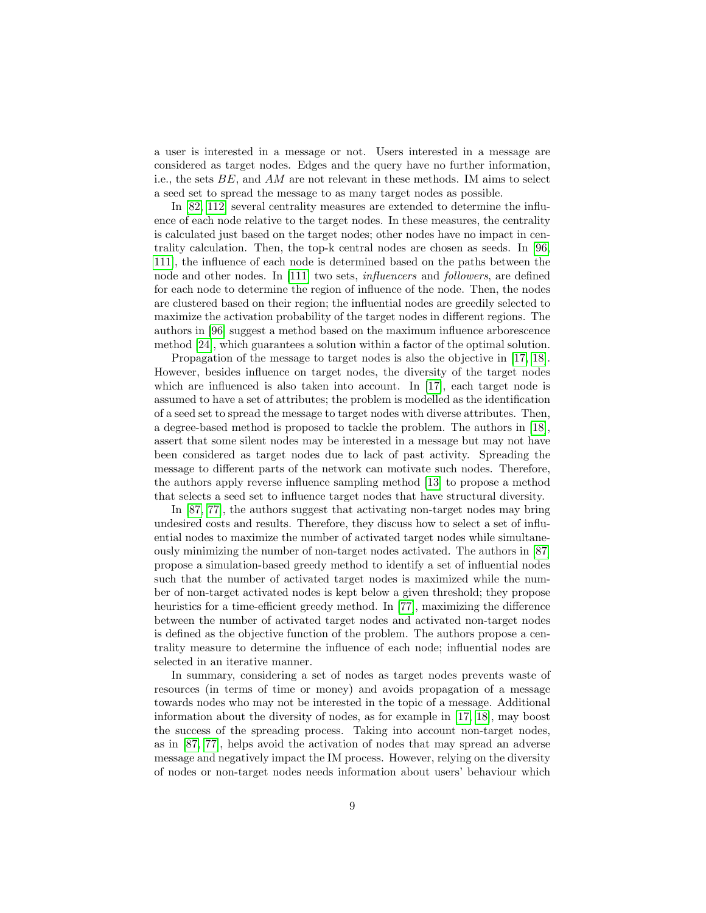a user is interested in a message or not. Users interested in a message are considered as target nodes. Edges and the query have no further information, i.e., the sets $BE$, and $AM$ are not relevant in these methods. IM aims to select a seed set to spread the message to as many target nodes as possible.

In [82, 112] several centrality measures are extended to determine the influence of each node relative to the target nodes. In these measures, the centrality is calculated just based on the target nodes; other nodes have no impact in centrality calculation. Then, the top-k central nodes are chosen as seeds. In [96, 111], the influence of each node is determined based on the paths between the node and other nodes. In [111] two sets, *influencers* and *followers*, are defined for each node to determine the region of influence of the node. Then, the nodes are clustered based on their region; the influential nodes are greedily selected to maximize the activation probability of the target nodes in different regions. The authors in [96] suggest a method based on the maximum influence arborescence method [24], which guarantees a solution within a factor of the optimal solution.

Propagation of the message to target nodes is also the objective in [17, 18]. However, besides influence on target nodes, the diversity of the target nodes which are influenced is also taken into account. In [17], each target node is assumed to have a set of attributes; the problem is modelled as the identification of a seed set to spread the message to target nodes with diverse attributes. Then, a degree-based method is proposed to tackle the problem. The authors in [18], assert that some silent nodes may be interested in a message but may not have been considered as target nodes due to lack of past activity. Spreading the message to different parts of the network can motivate such nodes. Therefore, the authors apply reverse influence sampling method [13] to propose a method that selects a seed set to influence target nodes that have structural diversity.

In [87, 77], the authors suggest that activating non-target nodes may bring undesired costs and results. Therefore, they discuss how to select a set of influential nodes to maximize the number of activated target nodes while simultaneously minimizing the number of non-target nodes activated. The authors in [87] propose a simulation-based greedy method to identify a set of influential nodes such that the number of activated target nodes is maximized while the number of non-target activated nodes is kept below a given threshold; they propose heuristics for a time-efficient greedy method. In [77], maximizing the difference between the number of activated target nodes and activated non-target nodes is defined as the objective function of the problem. The authors propose a centrality measure to determine the influence of each node; influential nodes are selected in an iterative manner.

In summary, considering a set of nodes as target nodes prevents waste of resources (in terms of time or money) and avoids propagation of a message towards nodes who may not be interested in the topic of a message. Additional information about the diversity of nodes, as for example in [17, 18], may boost the success of the spreading process. Taking into account non-target nodes, as in [87, 77], helps avoid the activation of nodes that may spread an adverse message and negatively impact the IM process. However, relying on the diversity of nodes or non-target nodes needs information about users' behaviour which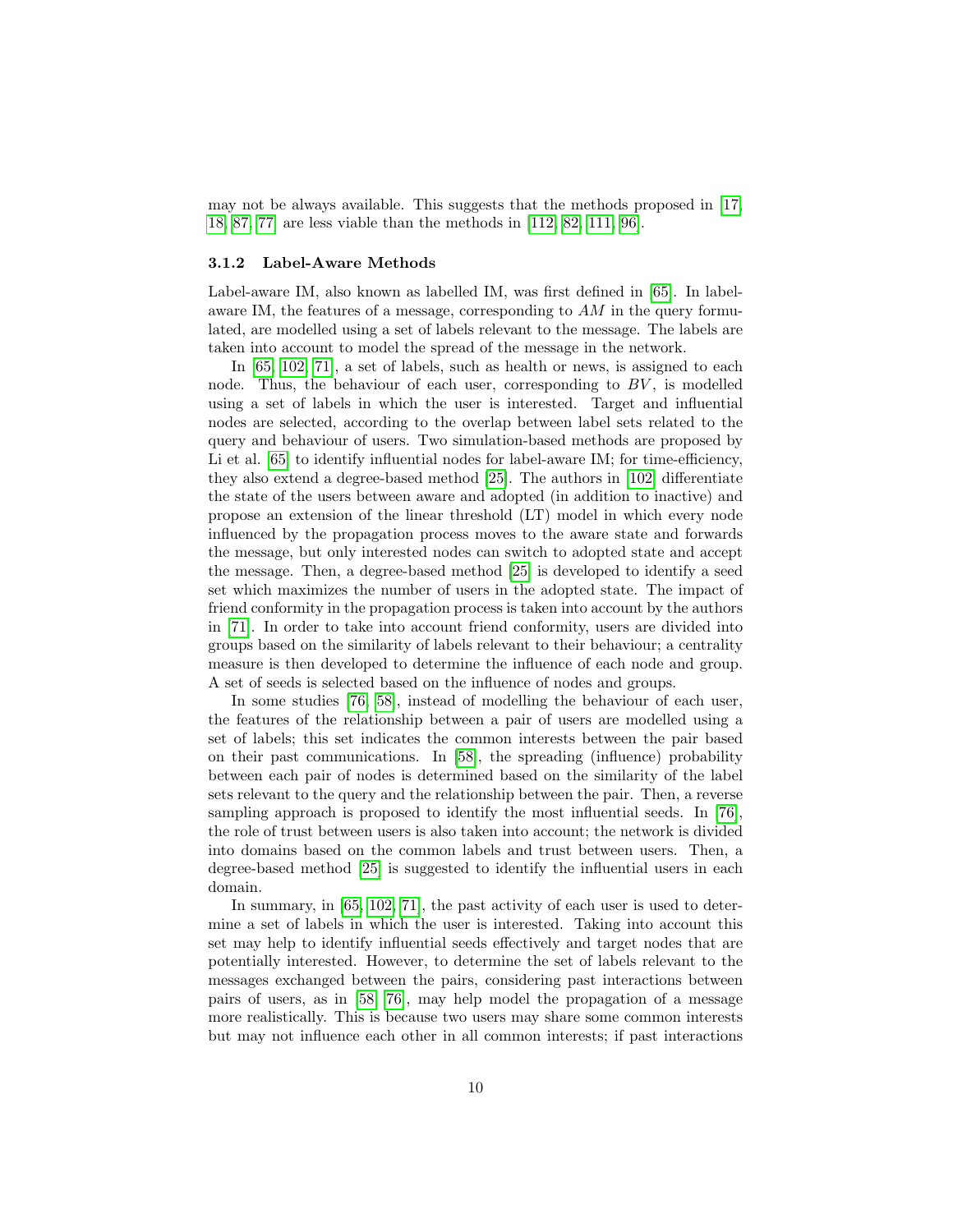may not be always available. This suggests that the methods proposed in [17, 18, 87, 77] are less viable than the methods in [112, 82, 111, 96].

### 3.1.2 Label-Aware Methods

Label-aware IM, also known as labelled IM, was first defined in [65]. In label-aware IM, the features of a message, corresponding to $AM$ in the query formulated, are modelled using a set of labels relevant to the message. The labels are taken into account to model the spread of the message in the network.

In [65, 102, 71], a set of labels, such as health or news, is assigned to each node. Thus, the behaviour of each user, corresponding to $BV$, is modelled using a set of labels in which the user is interested. Target and influential nodes are selected, according to the overlap between label sets related to the query and behaviour of users. Two simulation-based methods are proposed by Li et al. [65] to identify influential nodes for label-aware IM; for time-efficiency, they also extend a degree-based method [25]. The authors in [102] differentiate the state of the users between aware and adopted (in addition to inactive) and propose an extension of the linear threshold (LT) model in which every node influenced by the propagation process moves to the aware state and forwards the message, but only interested nodes can switch to adopted state and accept the message. Then, a degree-based method [25] is developed to identify a seed set which maximizes the number of users in the adopted state. The impact of friend conformity in the propagation process is taken into account by the authors in [71]. In order to take into account friend conformity, users are divided into groups based on the similarity of labels relevant to their behaviour; a centrality measure is then developed to determine the influence of each node and group. A set of seeds is selected based on the influence of nodes and groups.

In some studies [76, 58], instead of modelling the behaviour of each user, the features of the relationship between a pair of users are modelled using a set of labels; this set indicates the common interests between the pair based on their past communications. In [58], the spreading (influence) probability between each pair of nodes is determined based on the similarity of the label sets relevant to the query and the relationship between the pair. Then, a reverse sampling approach is proposed to identify the most influential seeds. In [76], the role of trust between users is also taken into account; the network is divided into domains based on the common labels and trust between users. Then, a degree-based method [25] is suggested to identify the influential users in each domain.

In summary, in [65, 102, 71], the past activity of each user is used to determine a set of labels in which the user is interested. Taking into account this set may help to identify influential seeds effectively and target nodes that are potentially interested. However, to determine the set of labels relevant to the messages exchanged between the pairs, considering past interactions between pairs of users, as in [58, 76], may help model the propagation of a message more realistically. This is because two users may share some common interests but may not influence each other in all common interests; if past interactions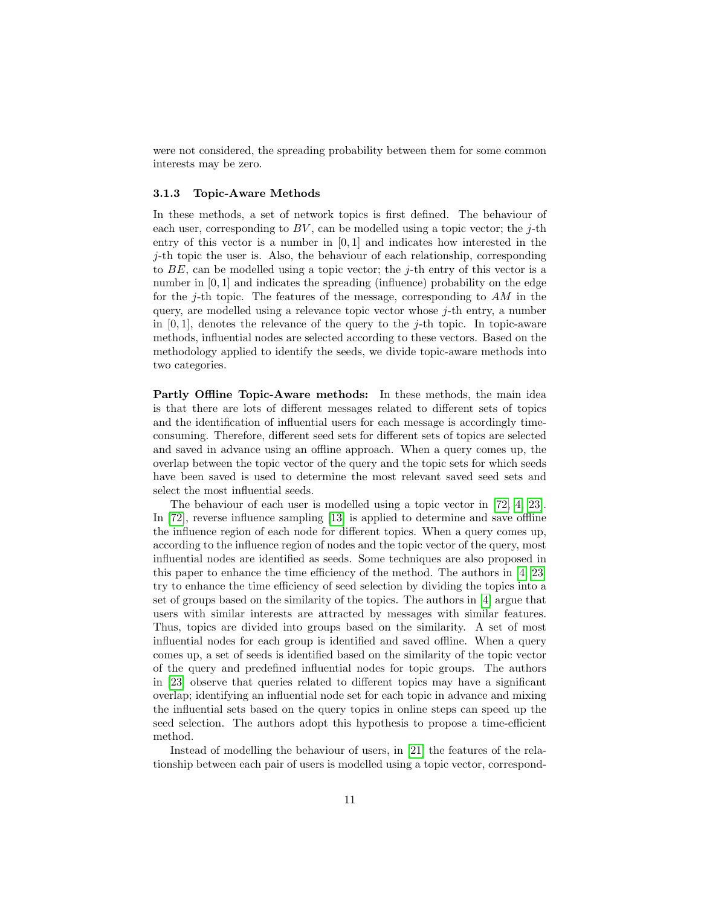were not considered, the spreading probability between them for some common interests may be zero.

### 3.1.3 Topic-Aware Methods

In these methods, a set of network topics is first defined. The behaviour of each user, corresponding to $BV$, can be modelled using a topic vector; the $j$-th entry of this vector is a number in $[0, 1]$ and indicates how interested in the $j$-th topic the user is. Also, the behaviour of each relationship, corresponding to $BE$, can be modelled using a topic vector; the $j$-th entry of this vector is a number in $[0, 1]$ and indicates the spreading (influence) probability on the edge for the $j$-th topic. The features of the message, corresponding to $AM$ in the query, are modelled using a relevance topic vector whose $j$-th entry, a number in $[0, 1]$, denotes the relevance of the query to the $j$-th topic. In topic-aware methods, influential nodes are selected according to these vectors. Based on the methodology applied to identify the seeds, we divide topic-aware methods into two categories.

**Partly Offline Topic-Aware methods:** In these methods, the main idea is that there are lots of different messages related to different sets of topics and the identification of influential users for each message is accordingly time-consuming. Therefore, different seed sets for different sets of topics are selected and saved in advance using an offline approach. When a query comes up, the overlap between the topic vector of the query and the topic sets for which seeds have been saved is used to determine the most relevant saved seed sets and select the most influential seeds.

The behaviour of each user is modelled using a topic vector in [72, 4, 23]. In [72], reverse influence sampling [13] is applied to determine and save offline the influence region of each node for different topics. When a query comes up, according to the influence region of nodes and the topic vector of the query, most influential nodes are identified as seeds. Some techniques are also proposed in this paper to enhance the time efficiency of the method. The authors in [4, 23] try to enhance the time efficiency of seed selection by dividing the topics into a set of groups based on the similarity of the topics. The authors in [4] argue that users with similar interests are attracted by messages with similar features. Thus, topics are divided into groups based on the similarity. A set of most influential nodes for each group is identified and saved offline. When a query comes up, a set of seeds is identified based on the similarity of the topic vector of the query and predefined influential nodes for topic groups. The authors in [23] observe that queries related to different topics may have a significant overlap; identifying an influential node set for each topic in advance and mixing the influential sets based on the query topics in online steps can speed up the seed selection. The authors adopt this hypothesis to propose a time-efficient method.

Instead of modelling the behaviour of users, in [21] the features of the relationship between each pair of users is modelled using a topic vector, correspond-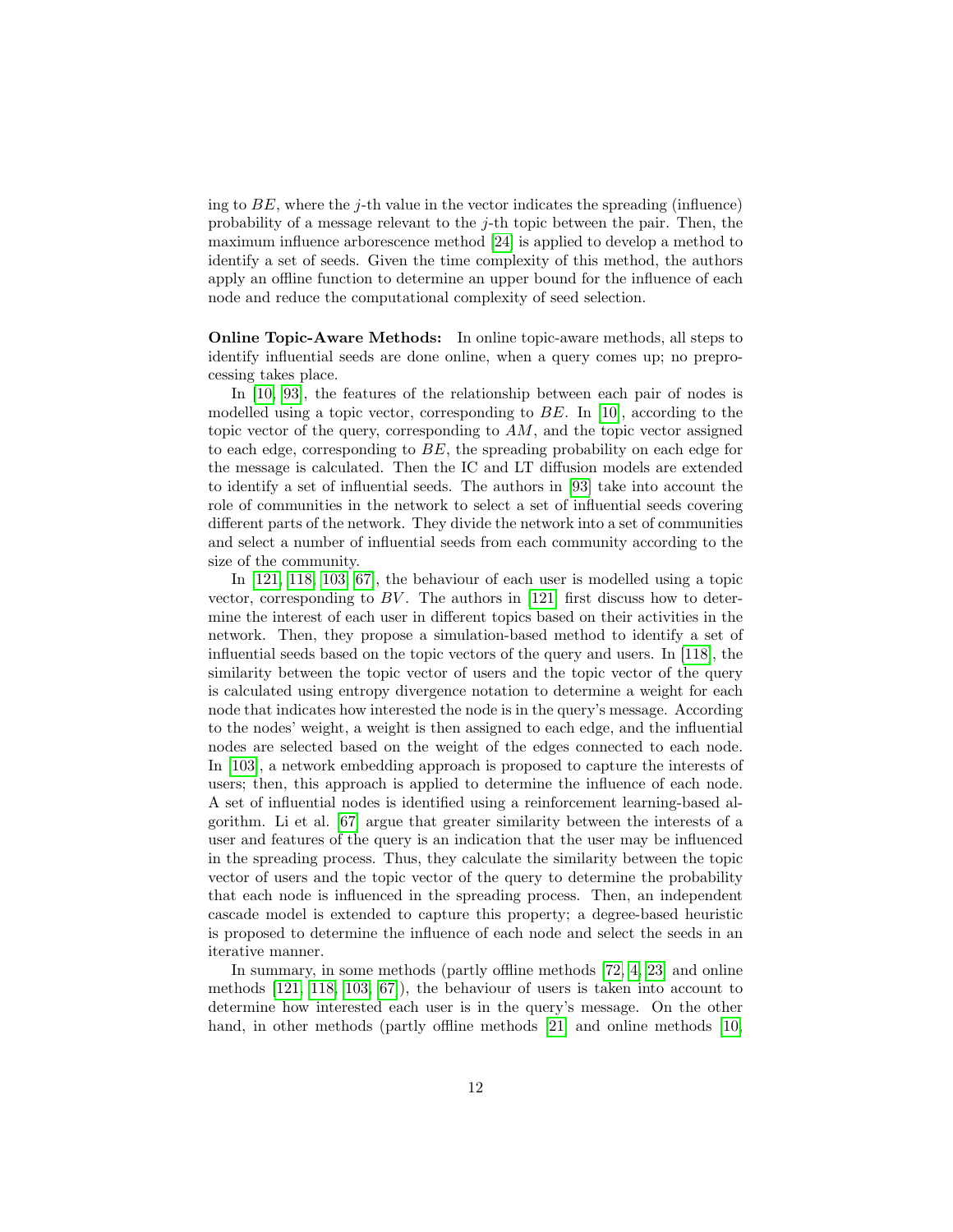ing to $BE$, where the $j$-th value in the vector indicates the spreading (influence) probability of a message relevant to the $j$-th topic between the pair. Then, the maximum influence arborescence method [24] is applied to develop a method to identify a set of seeds. Given the time complexity of this method, the authors apply an offline function to determine an upper bound for the influence of each node and reduce the computational complexity of seed selection.

**Online Topic-Aware Methods:** In online topic-aware methods, all steps to identify influential seeds are done online, when a query comes up; no preprocessing takes place.

In [10, 93], the features of the relationship between each pair of nodes is modelled using a topic vector, corresponding to $BE$. In [10], according to the topic vector of the query, corresponding to $AM$, and the topic vector assigned to each edge, corresponding to $BE$, the spreading probability on each edge for the message is calculated. Then the IC and LT diffusion models are extended to identify a set of influential seeds. The authors in [93] take into account the role of communities in the network to select a set of influential seeds covering different parts of the network. They divide the network into a set of communities and select a number of influential seeds from each community according to the size of the community.

In [121, 118, 103, 67], the behaviour of each user is modelled using a topic vector, corresponding to $BV$. The authors in [121] first discuss how to determine the interest of each user in different topics based on their activities in the network. Then, they propose a simulation-based method to identify a set of influential seeds based on the topic vectors of the query and users. In [118], the similarity between the topic vector of users and the topic vector of the query is calculated using entropy divergence notation to determine a weight for each node that indicates how interested the node is in the query's message. According to the nodes' weight, a weight is then assigned to each edge, and the influential nodes are selected based on the weight of the edges connected to each node. In [103], a network embedding approach is proposed to capture the interests of users; then, this approach is applied to determine the influence of each node. A set of influential nodes is identified using a reinforcement learning-based algorithm. Li et al. [67] argue that greater similarity between the interests of a user and features of the query is an indication that the user may be influenced in the spreading process. Thus, they calculate the similarity between the topic vector of users and the topic vector of the query to determine the probability that each node is influenced in the spreading process. Then, an independent cascade model is extended to capture this property; a degree-based heuristic is proposed to determine the influence of each node and select the seeds in an iterative manner.

In summary, in some methods (partly offline methods [72, 4, 23] and online methods [121, 118, 103, 67]), the behaviour of users is taken into account to determine how interested each user is in the query's message. On the other hand, in other methods (partly offline methods [21] and online methods [10,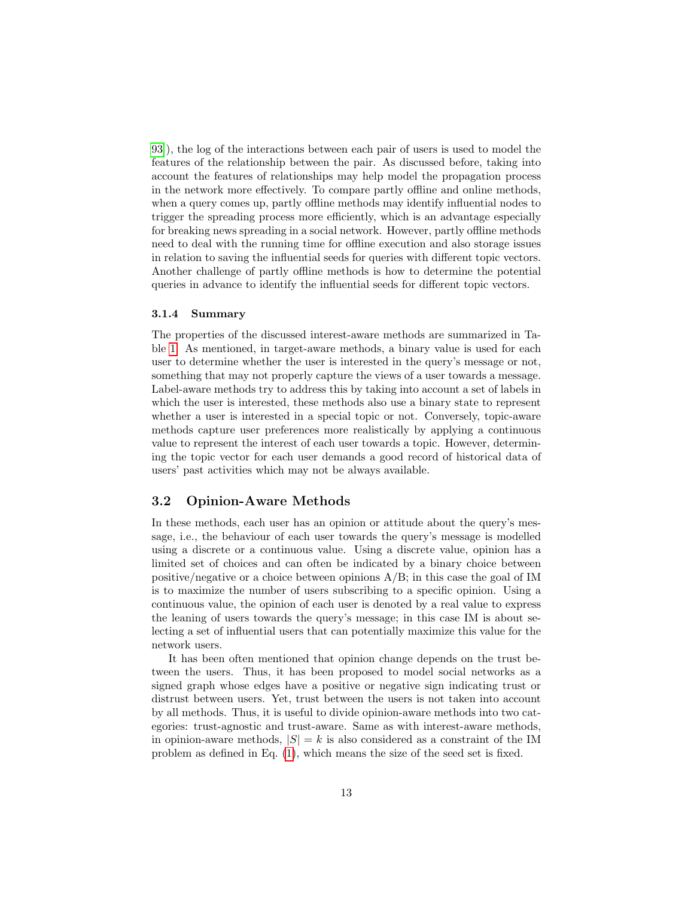93]), the log of the interactions between each pair of users is used to model the features of the relationship between the pair. As discussed before, taking into account the features of relationships may help model the propagation process in the network more effectively. To compare partly offline and online methods, when a query comes up, partly offline methods may identify influential nodes to trigger the spreading process more efficiently, which is an advantage especially for breaking news spreading in a social network. However, partly offline methods need to deal with the running time for offline execution and also storage issues in relation to saving the influential seeds for queries with different topic vectors. Another challenge of partly offline methods is how to determine the potential queries in advance to identify the influential seeds for different topic vectors.

### 3.1.4 Summary

The properties of the discussed interest-aware methods are summarized in Table 1. As mentioned, in target-aware methods, a binary value is used for each user to determine whether the user is interested in the query's message or not, something that may not properly capture the views of a user towards a message. Label-aware methods try to address this by taking into account a set of labels in which the user is interested, these methods also use a binary state to represent whether a user is interested in a special topic or not. Conversely, topic-aware methods capture user preferences more realistically by applying a continuous value to represent the interest of each user towards a topic. However, determining the topic vector for each user demands a good record of historical data of users' past activities which may not be always available.

## 3.2 Opinion-Aware Methods

In these methods, each user has an opinion or attitude about the query's message, i.e., the behaviour of each user towards the query's message is modelled using a discrete or a continuous value. Using a discrete value, opinion has a limited set of choices and can often be indicated by a binary choice between positive/negative or a choice between opinions A/B; in this case the goal of IM is to maximize the number of users subscribing to a specific opinion. Using a continuous value, the opinion of each user is denoted by a real value to express the leaning of users towards the query's message; in this case IM is about selecting a set of influential users that can potentially maximize this value for the network users.

It has been often mentioned that opinion change depends on the trust between the users. Thus, it has been proposed to model social networks as a signed graph whose edges have a positive or negative sign indicating trust or distrust between users. Yet, trust between the users is not taken into account by all methods. Thus, it is useful to divide opinion-aware methods into two categories: trust-agnostic and trust-aware. Same as with interest-aware methods, in opinion-aware methods, $|S| = k$ is also considered as a constraint of the IM problem as defined in Eq. (1), which means the size of the seed set is fixed.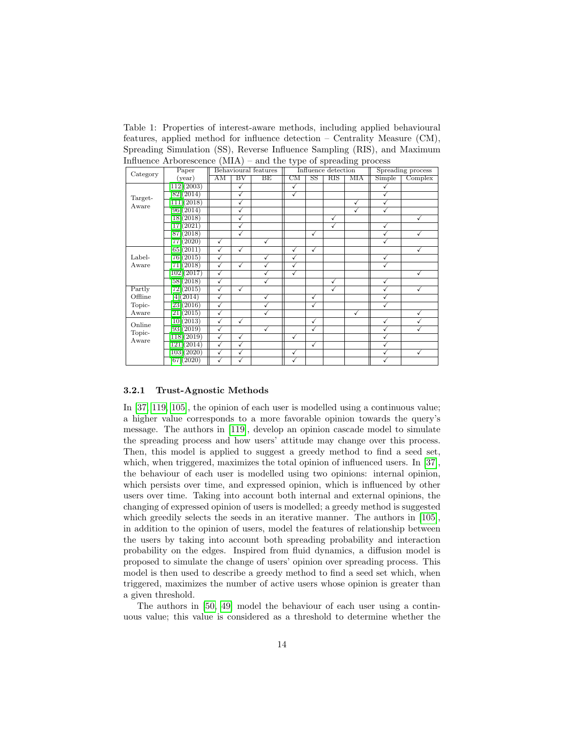Table 1: Properties of interest-aware methods, including applied behavioural features, applied method for influence detection – Centrality Measure (CM), Spreading Simulation (SS), Reverse Influence Sampling (RIS), and Maximum Influence Arborescence (MIA) – and the type of spreading process

| Category | Paper (year) | Behavioural features | | | Influence detection | | | | Spreading process | |
|---|---|---|---|---|---|---|---|---|---|---|
| | | AM | BV | BE | CM | SS | RIS | MIA | Simple | Complex |
| Target-Aware | [112] (2003) | | ✓ | | ✓ | | | | ✓ | |
| | [82] (2014) | | ✓ | | ✓ | | | | ✓ | |
| | [111] (2018) | | ✓ | | | | | ✓ | ✓ | |
| | [96] (2014) | | ✓ | | | | | ✓ | ✓ | |
| | [18] (2018) | | ✓ | | | | ✓ | | | ✓ |
| | [17] (2021) | | ✓ | | | | ✓ | | ✓ | |
| | [87] (2018) | | ✓ | | | ✓ | | | ✓ | ✓ |
| | [77] (2020) | ✓ | | ✓ | | | | | ✓ | |
| Label-Aware | [65] (2011) | ✓ | ✓ | | ✓ | ✓ | | | | ✓ |
| | [76] (2015) | ✓ | | ✓ | ✓ | | | | ✓ | |
| | [71] (2018) | ✓ | ✓ | ✓ | ✓ | | | | ✓ | |
| | [102] (2017) | ✓ | | ✓ | ✓ | | | | | ✓ |
| | [58] (2018) | ✓ | | ✓ | | | ✓ | | ✓ | |
| Partly Offline Topic-Aware | [72] (2015) | ✓ | ✓ | | | | ✓ | | ✓ | ✓ |
| | [4] (2014) | ✓ | | ✓ | | ✓ | | | ✓ | |
| | [23] (2016) | ✓ | | ✓ | | ✓ | | | ✓ | |
| | [21] (2015) | ✓ | | ✓ | | | | ✓ | | ✓ |
| Online Topic-Aware | [10] (2013) | ✓ | ✓ | | | ✓ | | | ✓ | ✓ |
| | [93] (2019) | ✓ | | ✓ | | ✓ | | | ✓ | ✓ |
| | [118] (2019) | ✓ | ✓ | | ✓ | | | | ✓ | |
| | [121] (2014) | ✓ | ✓ | | | ✓ | | | ✓ | |
| | [103] (2020) | ✓ | ✓ | | ✓ | | | | ✓ | ✓ |
| | [67] (2020) | ✓ | ✓ | | ✓ | | | | ✓ | |

### 3.2.1 Trust-Agnostic Methods

In [37, 119, 105], the opinion of each user is modelled using a continuous value; a higher value corresponds to a more favorable opinion towards the query's message. The authors in [119], develop an opinion cascade model to simulate the spreading process and how users' attitude may change over this process. Then, this model is applied to suggest a greedy method to find a seed set, which, when triggered, maximizes the total opinion of influenced users. In [37], the behaviour of each user is modelled using two opinions: internal opinion, which persists over time, and expressed opinion, which is influenced by other users over time. Taking into account both internal and external opinions, the changing of expressed opinion of users is modelled; a greedy method is suggested which greedily selects the seeds in an iterative manner. The authors in [105], in addition to the opinion of users, model the features of relationship between the users by taking into account both spreading probability and interaction probability on the edges. Inspired from fluid dynamics, a diffusion model is proposed to simulate the change of users' opinion over spreading process. This model is then used to describe a greedy method to find a seed set which, when triggered, maximizes the number of active users whose opinion is greater than a given threshold.

The authors in [50, 49] model the behaviour of each user using a continuous value; this value is considered as a threshold to determine whether the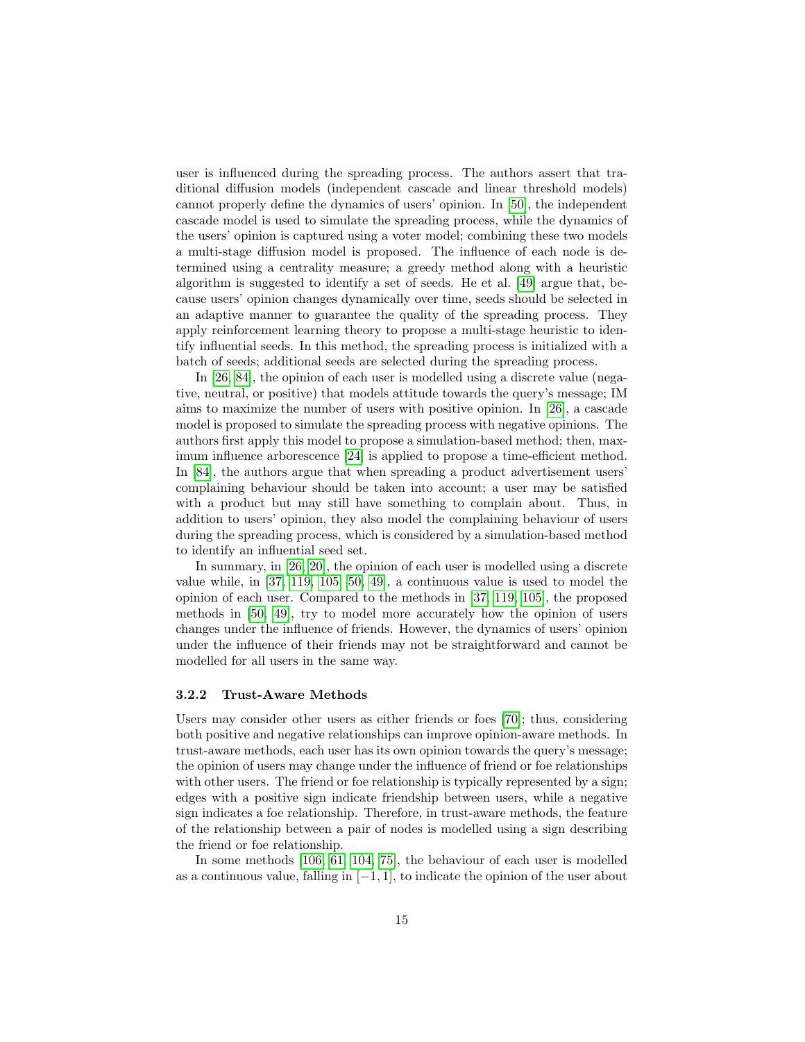user is influenced during the spreading process. The authors assert that traditional diffusion models (independent cascade and linear threshold models) cannot properly define the dynamics of users' opinion. In [50], the independent cascade model is used to simulate the spreading process, while the dynamics of the users' opinion is captured using a voter model; combining these two models a multi-stage diffusion model is proposed. The influence of each node is determined using a centrality measure; a greedy method along with a heuristic algorithm is suggested to identify a set of seeds. He et al. [49] argue that, because users' opinion changes dynamically over time, seeds should be selected in an adaptive manner to guarantee the quality of the spreading process. They apply reinforcement learning theory to propose a multi-stage heuristic to identify influential seeds. In this method, the spreading process is initialized with a batch of seeds; additional seeds are selected during the spreading process.

In [26, 84], the opinion of each user is modelled using a discrete value (negative, neutral, or positive) that models attitude towards the query's message; IM aims to maximize the number of users with positive opinion. In [26], a cascade model is proposed to simulate the spreading process with negative opinions. The authors first apply this model to propose a simulation-based method; then, maximum influence arborescence [24] is applied to propose a time-efficient method. In [84], the authors argue that when spreading a product advertisement users' complaining behaviour should be taken into account; a user may be satisfied with a product but may still have something to complain about. Thus, in addition to users' opinion, they also model the complaining behaviour of users during the spreading process, which is considered by a simulation-based method to identify an influential seed set.

In summary, in [26, 20], the opinion of each user is modelled using a discrete value while, in [37, 119, 105, 50, 49], a continuous value is used to model the opinion of each user. Compared to the methods in [37, 119, 105], the proposed methods in [50, 49], try to model more accurately how the opinion of users changes under the influence of friends. However, the dynamics of users' opinion under the influence of their friends may not be straightforward and cannot be modelled for all users in the same way.

### 3.2.2 Trust-Aware Methods

Users may consider other users as either friends or foes [70]; thus, considering both positive and negative relationships can improve opinion-aware methods. In trust-aware methods, each user has its own opinion towards the query's message; the opinion of users may change under the influence of friend or foe relationships with other users. The friend or foe relationship is typically represented by a sign; edges with a positive sign indicate friendship between users, while a negative sign indicates a foe relationship. Therefore, in trust-aware methods, the feature of the relationship between a pair of nodes is modelled using a sign describing the friend or foe relationship.

In some methods [106, 61, 104, 75], the behaviour of each user is modelled as a continuous value, falling in $[-1, 1]$, to indicate the opinion of the user about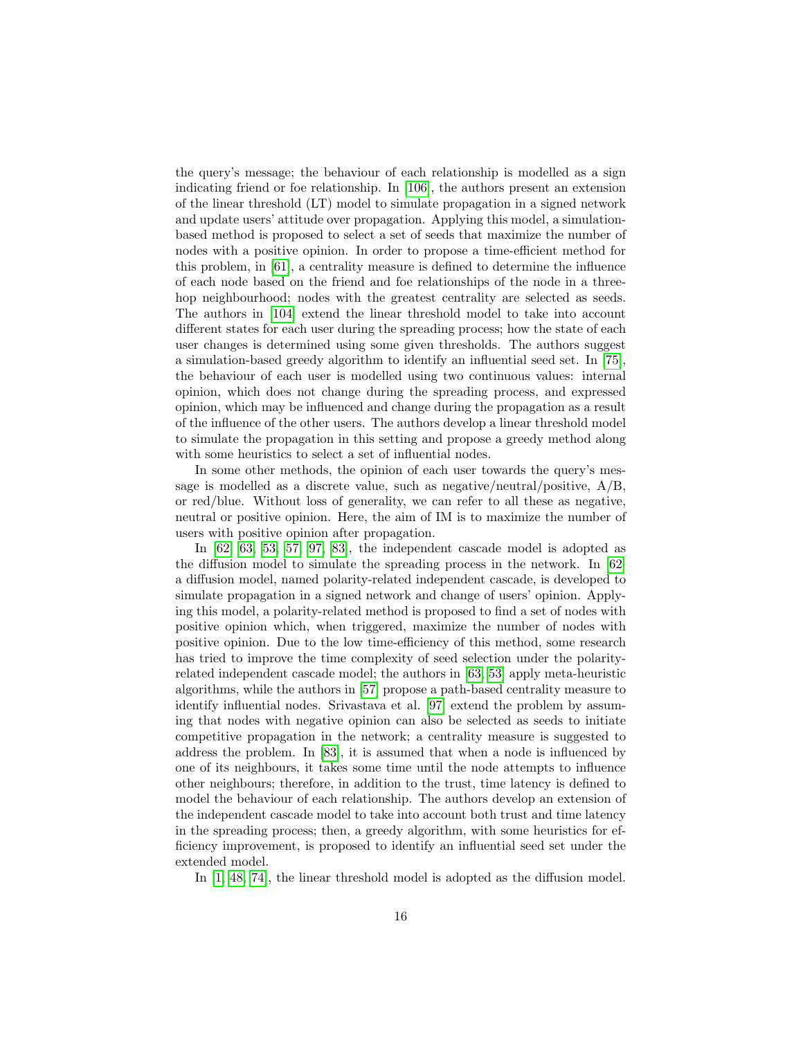the query's message; the behaviour of each relationship is modelled as a sign indicating friend or foe relationship. In [106], the authors present an extension of the linear threshold (LT) model to simulate propagation in a signed network and update users' attitude over propagation. Applying this model, a simulation-based method is proposed to select a set of seeds that maximize the number of nodes with a positive opinion. In order to propose a time-efficient method for this problem, in [61], a centrality measure is defined to determine the influence of each node based on the friend and foe relationships of the node in a three-hop neighbourhood; nodes with the greatest centrality are selected as seeds. The authors in [104] extend the linear threshold model to take into account different states for each user during the spreading process; how the state of each user changes is determined using some given thresholds. The authors suggest a simulation-based greedy algorithm to identify an influential seed set. In [75], the behaviour of each user is modelled using two continuous values: internal opinion, which does not change during the spreading process, and expressed opinion, which may be influenced and change during the propagation as a result of the influence of the other users. The authors develop a linear threshold model to simulate the propagation in this setting and propose a greedy method along with some heuristics to select a set of influential nodes.

In some other methods, the opinion of each user towards the query's message is modelled as a discrete value, such as negative/neutral/positive, A/B, or red/blue. Without loss of generality, we can refer to all these as negative, neutral or positive opinion. Here, the aim of IM is to maximize the number of users with positive opinion after propagation.

In [62, 63, 53, 57, 97, 83], the independent cascade model is adopted as the diffusion model to simulate the spreading process in the network. In [62] a diffusion model, named polarity-related independent cascade, is developed to simulate propagation in a signed network and change of users' opinion. Applying this model, a polarity-related method is proposed to find a set of nodes with positive opinion which, when triggered, maximize the number of nodes with positive opinion. Due to the low time-efficiency of this method, some research has tried to improve the time complexity of seed selection under the polarity-related independent cascade model; the authors in [63, 53] apply meta-heuristic algorithms, while the authors in [57] propose a path-based centrality measure to identify influential nodes. Srivastava et al. [97] extend the problem by assuming that nodes with negative opinion can also be selected as seeds to initiate competitive propagation in the network; a centrality measure is suggested to address the problem. In [83], it is assumed that when a node is influenced by one of its neighbours, it takes some time until the node attempts to influence other neighbours; therefore, in addition to the trust, time latency is defined to model the behaviour of each relationship. The authors develop an extension of the independent cascade model to take into account both trust and time latency in the spreading process; then, a greedy algorithm, with some heuristics for efficiency improvement, is proposed to identify an influential seed set under the extended model.

In [1, 48, 74], the linear threshold model is adopted as the diffusion model.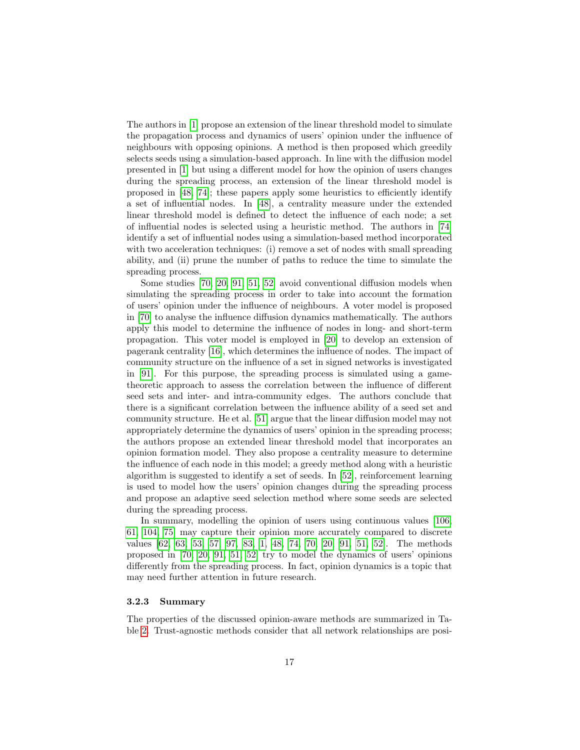The authors in [1] propose an extension of the linear threshold model to simulate the propagation process and dynamics of users' opinion under the influence of neighbours with opposing opinions. A method is then proposed which greedily selects seeds using a simulation-based approach. In line with the diffusion model presented in [1] but using a different model for how the opinion of users changes during the spreading process, an extension of the linear threshold model is proposed in [48, 74]; these papers apply some heuristics to efficiently identify a set of influential nodes. In [48], a centrality measure under the extended linear threshold model is defined to detect the influence of each node; a set of influential nodes is selected using a heuristic method. The authors in [74] identify a set of influential nodes using a simulation-based method incorporated with two acceleration techniques: (i) remove a set of nodes with small spreading ability, and (ii) prune the number of paths to reduce the time to simulate the spreading process.

Some studies [70, 20, 91, 51, 52] avoid conventional diffusion models when simulating the spreading process in order to take into account the formation of users' opinion under the influence of neighbours. A voter model is proposed in [70] to analyse the influence diffusion dynamics mathematically. The authors apply this model to determine the influence of nodes in long- and short-term propagation. This voter model is employed in [20] to develop an extension of pagerank centrality [16], which determines the influence of nodes. The impact of community structure on the influence of a set in signed networks is investigated in [91]. For this purpose, the spreading process is simulated using a game-theoretic approach to assess the correlation between the influence of different seed sets and inter- and intra-community edges. The authors conclude that there is a significant correlation between the influence ability of a seed set and community structure. He et al. [51] argue that the linear diffusion model may not appropriately determine the dynamics of users' opinion in the spreading process; the authors propose an extended linear threshold model that incorporates an opinion formation model. They also propose a centrality measure to determine the influence of each node in this model; a greedy method along with a heuristic algorithm is suggested to identify a set of seeds. In [52], reinforcement learning is used to model how the users' opinion changes during the spreading process and propose an adaptive seed selection method where some seeds are selected during the spreading process.

In summary, modelling the opinion of users using continuous values [106, 61, 104, 75] may capture their opinion more accurately compared to discrete values [62, 63, 53, 57, 97, 83, 1, 48, 74, 70, 20, 91, 51, 52]. The methods proposed in [70, 20, 91, 51, 52] try to model the dynamics of users' opinions differently from the spreading process. In fact, opinion dynamics is a topic that may need further attention in future research.

### 3.2.3 Summary

The properties of the discussed opinion-aware methods are summarized in Table 2. Trust-agnostic methods consider that all network relationships are posi-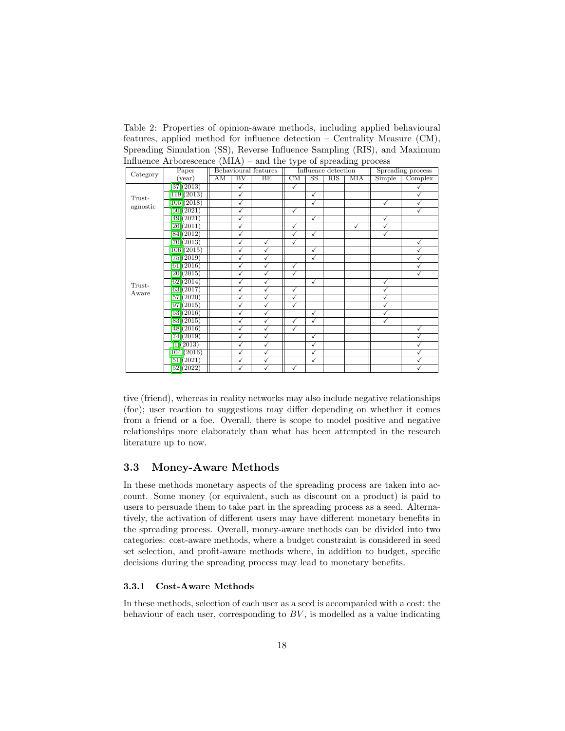Table 2: Properties of opinion-aware methods, including applied behavioural features, applied method for influence detection – Centrality Measure (CM), Spreading Simulation (SS), Reverse Influence Sampling (RIS), and Maximum Influence Arborescence (MIA) – and the type of spreading process

| Category | Paper (year) | Behavioural features | | | Influence detection | | | | Spreading process | |
|---|---|---|---|---|---|---|---|---|---|---|
| | | AM | BV | BE | CM | SS | RIS | MIA | Simple | Complex |
| Trust-agnostic | [37] (2013) | | ✓ | | ✓ | | | | | ✓ |
| | [119] (2013) | | ✓ | | | ✓ | | | | ✓ |
| | [105] (2018) | | ✓ | | | ✓ | | | ✓ | ✓ |
| | [50] (2021) | | ✓ | | ✓ | | | | | ✓ |
| | [49] (2021) | | ✓ | | | ✓ | | | ✓ | |
| | [26] (2011) | | ✓ | | ✓ | | | ✓ | ✓ | |
| | [84] (2012) | | ✓ | | ✓ | ✓ | | | ✓ | |
| Trust-Aware | [70] (2013) | | ✓ | ✓ | ✓ | | | | | ✓ |
| | [106] (2015) | | ✓ | ✓ | | ✓ | | | | ✓ |
| | [75] (2019) | | ✓ | ✓ | | ✓ | | | | ✓ |
| | [61] (2016) | | ✓ | ✓ | ✓ | | | | | ✓ |
| | [20] (2015) | | ✓ | ✓ | ✓ | | | | | ✓ |
| | [62] (2014) | | ✓ | ✓ | | ✓ | | | ✓ | |
| | [63] (2017) | | ✓ | ✓ | ✓ | | | | ✓ | |
| | [57] (2020) | | ✓ | ✓ | ✓ | | | | ✓ | |
| | [97] (2015) | | ✓ | ✓ | ✓ | | | | ✓ | |
| | [53] (2016) | | ✓ | ✓ | | ✓ | | | ✓ | |
| | [83] (2015) | | ✓ | ✓ | ✓ | ✓ | | | ✓ | |
| | [48] (2016) | | ✓ | ✓ | ✓ | | | | | ✓ |
| | [74] (2019) | | ✓ | ✓ | | ✓ | | | | ✓ |
| | [1] (2013) | | ✓ | ✓ | | ✓ | | | | ✓ |
| | [104] (2016) | | ✓ | ✓ | | ✓ | | | | ✓ |
| | [51] (2021) | | ✓ | ✓ | | ✓ | | | | ✓ |
| | [52] (2022) | | ✓ | ✓ | ✓ | | | | | ✓ |

tive (friend), whereas in reality networks may also include negative relationships (foe); user reaction to suggestions may differ depending on whether it comes from a friend or a foe. Overall, there is scope to model positive and negative relationships more elaborately than what has been attempted in the research literature up to now.

### 3.3 Money-Aware Methods

In these methods monetary aspects of the spreading process are taken into account. Some money (or equivalent, such as discount on a product) is paid to users to persuade them to take part in the spreading process as a seed. Alternatively, the activation of different users may have different monetary benefits in the spreading process. Overall, money-aware methods can be divided into two categories: cost-aware methods, where a budget constraint is considered in seed set selection, and profit-aware methods where, in addition to budget, specific decisions during the spreading process may lead to monetary benefits.

#### 3.3.1 Cost-Aware Methods

In these methods, selection of each user as a seed is accompanied with a cost; the behaviour of each user, corresponding to $BV$, is modelled as a value indicating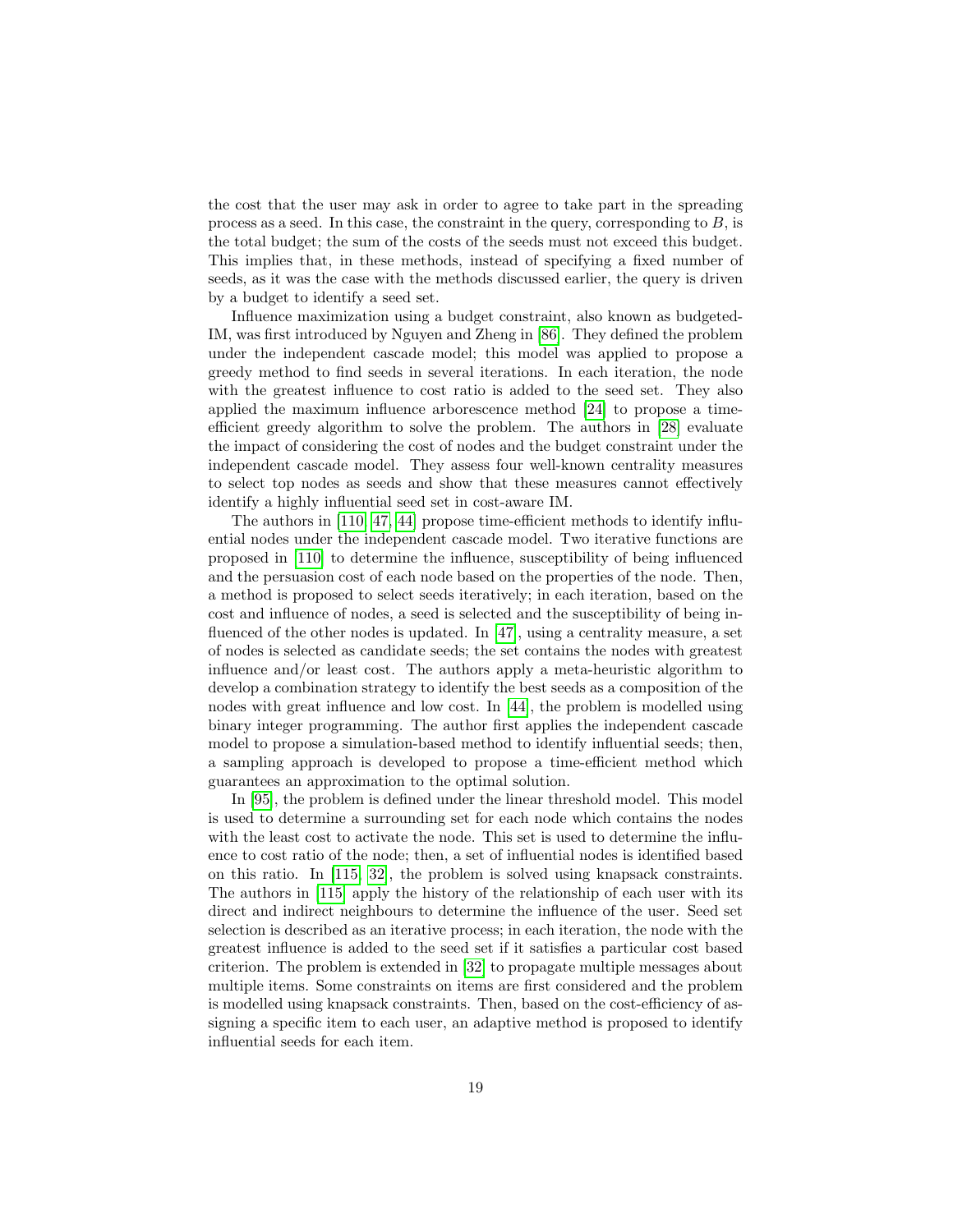the cost that the user may ask in order to agree to take part in the spreading process as a seed. In this case, the constraint in the query, corresponding to $B$, is the total budget; the sum of the costs of the seeds must not exceed this budget. This implies that, in these methods, instead of specifying a fixed number of seeds, as it was the case with the methods discussed earlier, the query is driven by a budget to identify a seed set.

Influence maximization using a budget constraint, also known as budgeted-IM, was first introduced by Nguyen and Zheng in [86]. They defined the problem under the independent cascade model; this model was applied to propose a greedy method to find seeds in several iterations. In each iteration, the node with the greatest influence to cost ratio is added to the seed set. They also applied the maximum influence arborescence method [24] to propose a time-efficient greedy algorithm to solve the problem. The authors in [28] evaluate the impact of considering the cost of nodes and the budget constraint under the independent cascade model. They assess four well-known centrality measures to select top nodes as seeds and show that these measures cannot effectively identify a highly influential seed set in cost-aware IM.

The authors in [110, 47, 44] propose time-efficient methods to identify influential nodes under the independent cascade model. Two iterative functions are proposed in [110] to determine the influence, susceptibility of being influenced and the persuasion cost of each node based on the properties of the node. Then, a method is proposed to select seeds iteratively; in each iteration, based on the cost and influence of nodes, a seed is selected and the susceptibility of being influenced of the other nodes is updated. In [47], using a centrality measure, a set of nodes is selected as candidate seeds; the set contains the nodes with greatest influence and/or least cost. The authors apply a meta-heuristic algorithm to develop a combination strategy to identify the best seeds as a composition of the nodes with great influence and low cost. In [44], the problem is modelled using binary integer programming. The author first applies the independent cascade model to propose a simulation-based method to identify influential seeds; then, a sampling approach is developed to propose a time-efficient method which guarantees an approximation to the optimal solution.

In [95], the problem is defined under the linear threshold model. This model is used to determine a surrounding set for each node which contains the nodes with the least cost to activate the node. This set is used to determine the influence to cost ratio of the node; then, a set of influential nodes is identified based on this ratio. In [115, 32], the problem is solved using knapsack constraints. The authors in [115] apply the history of the relationship of each user with its direct and indirect neighbours to determine the influence of the user. Seed set selection is described as an iterative process; in each iteration, the node with the greatest influence is added to the seed set if it satisfies a particular cost based criterion. The problem is extended in [32] to propagate multiple messages about multiple items. Some constraints on items are first considered and the problem is modelled using knapsack constraints. Then, based on the cost-efficiency of assigning a specific item to each user, an adaptive method is proposed to identify influential seeds for each item.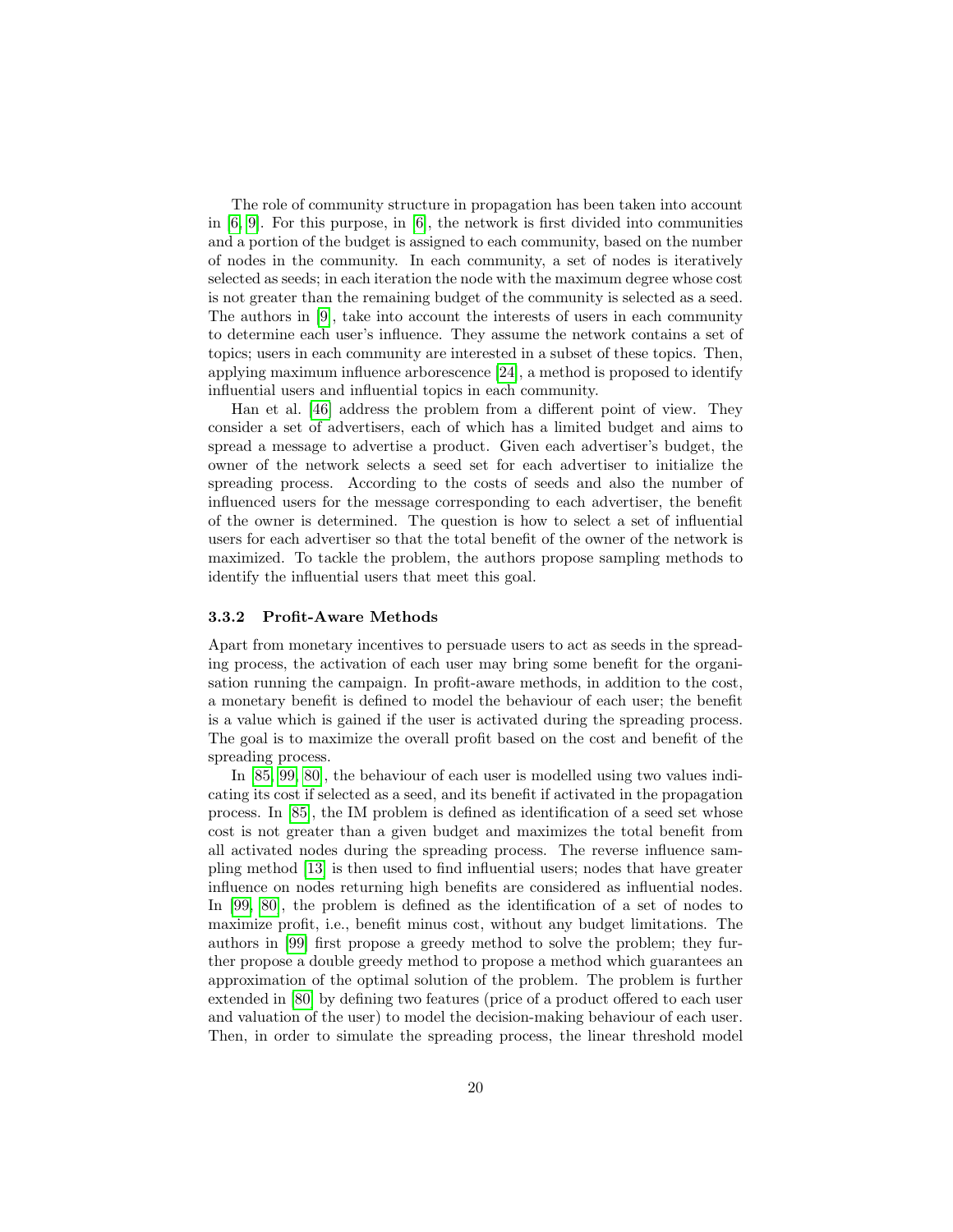The role of community structure in propagation has been taken into account in [6, 9]. For this purpose, in [6], the network is first divided into communities and a portion of the budget is assigned to each community, based on the number of nodes in the community. In each community, a set of nodes is iteratively selected as seeds; in each iteration the node with the maximum degree whose cost is not greater than the remaining budget of the community is selected as a seed. The authors in [9], take into account the interests of users in each community to determine each user's influence. They assume the network contains a set of topics; users in each community are interested in a subset of these topics. Then, applying maximum influence arborescence [24], a method is proposed to identify influential users and influential topics in each community.

Han et al. [46] address the problem from a different point of view. They consider a set of advertisers, each of which has a limited budget and aims to spread a message to advertise a product. Given each advertiser's budget, the owner of the network selects a seed set for each advertiser to initialize the spreading process. According to the costs of seeds and also the number of influenced users for the message corresponding to each advertiser, the benefit of the owner is determined. The question is how to select a set of influential users for each advertiser so that the total benefit of the owner of the network is maximized. To tackle the problem, the authors propose sampling methods to identify the influential users that meet this goal.

### 3.3.2 Profit-Aware Methods

Apart from monetary incentives to persuade users to act as seeds in the spreading process, the activation of each user may bring some benefit for the organisation running the campaign. In profit-aware methods, in addition to the cost, a monetary benefit is defined to model the behaviour of each user; the benefit is a value which is gained if the user is activated during the spreading process. The goal is to maximize the overall profit based on the cost and benefit of the spreading process.

In [85, 99, 80], the behaviour of each user is modelled using two values indicating its cost if selected as a seed, and its benefit if activated in the propagation process. In [85], the IM problem is defined as identification of a seed set whose cost is not greater than a given budget and maximizes the total benefit from all activated nodes during the spreading process. The reverse influence sampling method [13] is then used to find influential users; nodes that have greater influence on nodes returning high benefits are considered as influential nodes. In [99, 80], the problem is defined as the identification of a set of nodes to maximize profit, i.e., benefit minus cost, without any budget limitations. The authors in [99] first propose a greedy method to solve the problem; they further propose a double greedy method to propose a method which guarantees an approximation of the optimal solution of the problem. The problem is further extended in [80] by defining two features (price of a product offered to each user and valuation of the user) to model the decision-making behaviour of each user. Then, in order to simulate the spreading process, the linear threshold model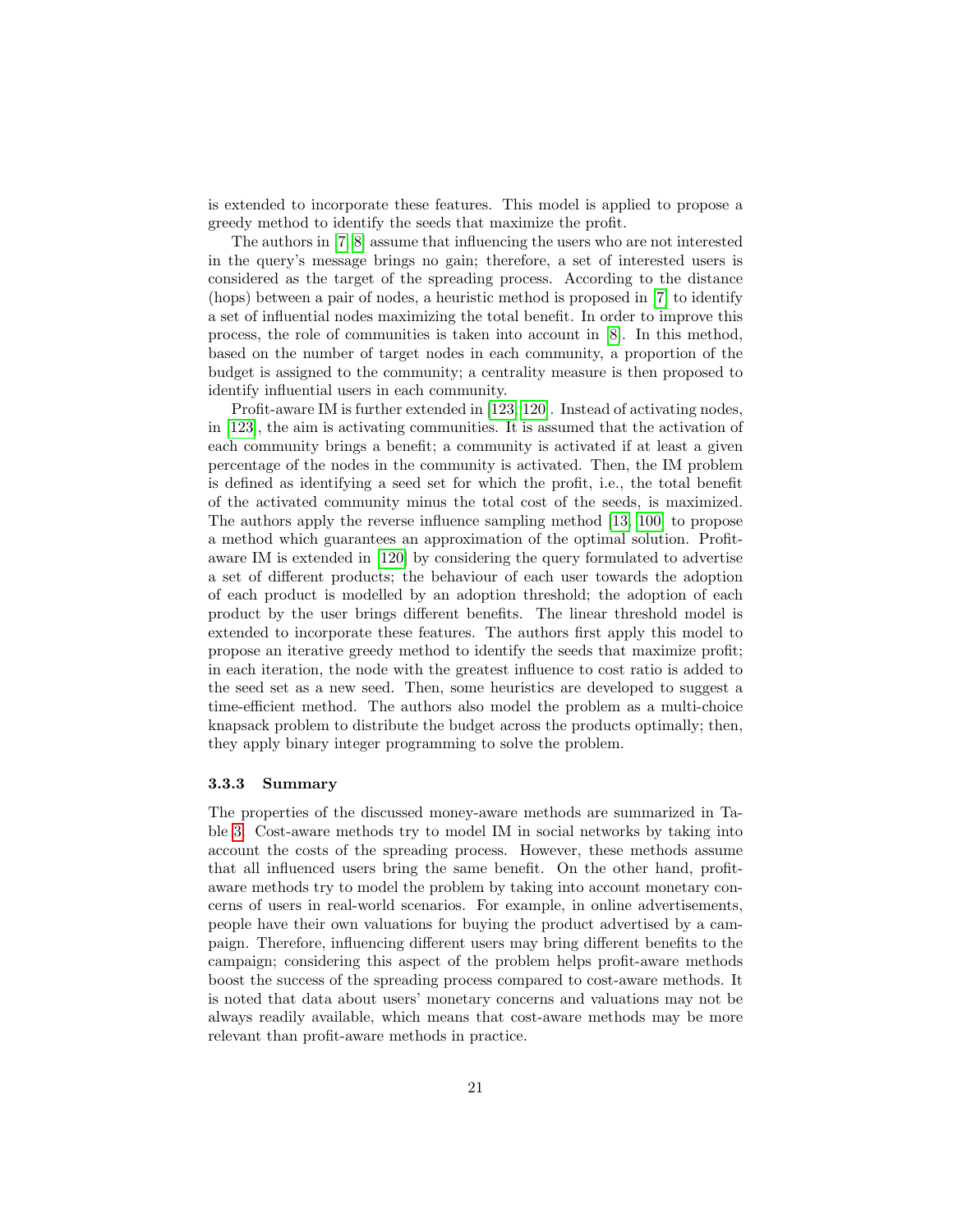is extended to incorporate these features. This model is applied to propose a greedy method to identify the seeds that maximize the profit.

The authors in [7, 8] assume that influencing the users who are not interested in the query's message brings no gain; therefore, a set of interested users is considered as the target of the spreading process. According to the distance (hops) between a pair of nodes, a heuristic method is proposed in [7] to identify a set of influential nodes maximizing the total benefit. In order to improve this process, the role of communities is taken into account in [8]. In this method, based on the number of target nodes in each community, a proportion of the budget is assigned to the community; a centrality measure is then proposed to identify influential users in each community.

Profit-aware IM is further extended in [123, 120]. Instead of activating nodes, in [123], the aim is activating communities. It is assumed that the activation of each community brings a benefit; a community is activated if at least a given percentage of the nodes in the community is activated. Then, the IM problem is defined as identifying a seed set for which the profit, i.e., the total benefit of the activated community minus the total cost of the seeds, is maximized. The authors apply the reverse influence sampling method [13, 100] to propose a method which guarantees an approximation of the optimal solution. Profit-aware IM is extended in [120] by considering the query formulated to advertise a set of different products; the behaviour of each user towards the adoption of each product is modelled by an adoption threshold; the adoption of each product by the user brings different benefits. The linear threshold model is extended to incorporate these features. The authors first apply this model to propose an iterative greedy method to identify the seeds that maximize profit; in each iteration, the node with the greatest influence to cost ratio is added to the seed set as a new seed. Then, some heuristics are developed to suggest a time-efficient method. The authors also model the problem as a multi-choice knapsack problem to distribute the budget across the products optimally; then, they apply binary integer programming to solve the problem.

#### 3.3.3 Summary

The properties of the discussed money-aware methods are summarized in Table 3. Cost-aware methods try to model IM in social networks by taking into account the costs of the spreading process. However, these methods assume that all influenced users bring the same benefit. On the other hand, profit-aware methods try to model the problem by taking into account monetary concerns of users in real-world scenarios. For example, in online advertisements, people have their own valuations for buying the product advertised by a campaign. Therefore, influencing different users may bring different benefits to the campaign; considering this aspect of the problem helps profit-aware methods boost the success of the spreading process compared to cost-aware methods. It is noted that data about users' monetary concerns and valuations may not be always readily available, which means that cost-aware methods may be more relevant than profit-aware methods in practice.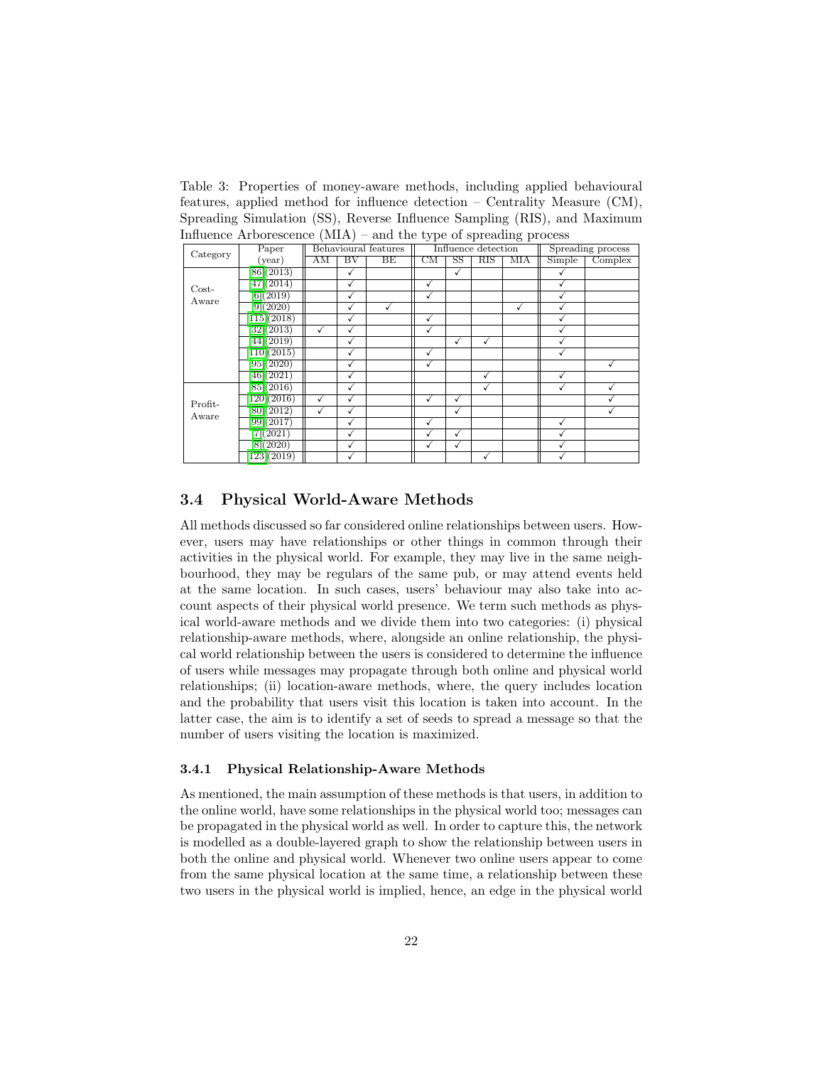Table 3: Properties of money-aware methods, including applied behavioural features, applied method for influence detection – Centrality Measure (CM), Spreading Simulation (SS), Reverse Influence Sampling (RIS), and Maximum Influence Arborescence (MIA) – and the type of spreading process

| Category | Paper (year) | Behavioural features | | | Influence detection | | | | Spreading process | |
|---|---|---|---|---|---|---|---|---|---|---|
| | | AM | BV | BE | CM | SS | RIS | MIA | Simple | Complex |
| Cost-Aware | [86] (2013) | | ✓ | | | ✓ | | | ✓ | |
| | [47] (2014) | | ✓ | | ✓ | | | | ✓ | |
| | [6] (2019) | | ✓ | | ✓ | | | | ✓ | |
| | [9] (2020) | | ✓ | ✓ | | | | ✓ | ✓ | |
| | [115] (2018) | | ✓ | | ✓ | | | | ✓ | |
| | [32] (2013) | ✓ | ✓ | | ✓ | | | | ✓ | |
| | [44] (2019) | | ✓ | | | ✓ | ✓ | | ✓ | |
| | [110] (2015) | | ✓ | | ✓ | | | | ✓ | |
| | [95] (2020) | | ✓ | | ✓ | | | | | ✓ |
| | [46] (2021) | | ✓ | | | | ✓ | | ✓ | |
| Profit-Aware | [85] (2016) | | ✓ | | | | ✓ | | ✓ | ✓ |
| | [120] (2016) | ✓ | ✓ | | ✓ | ✓ | | | | ✓ |
| | [80] (2012) | ✓ | ✓ | | | ✓ | | | | ✓ |
| | [99] (2017) | | ✓ | | ✓ | | | | ✓ | |
| | [7] (2021) | | ✓ | | ✓ | ✓ | | | ✓ | |
| | [8] (2020) | | ✓ | | ✓ | ✓ | | | ✓ | |
| | [123] (2019) | | ✓ | | | | ✓ | | ✓ | |

### 3.4 Physical World-Aware Methods

All methods discussed so far considered online relationships between users. However, users may have relationships or other things in common through their activities in the physical world. For example, they may live in the same neighbourhood, they may be regulars of the same pub, or may attend events held at the same location. In such cases, users' behaviour may also take into account aspects of their physical world presence. We term such methods as physical world-aware methods and we divide them into two categories: (i) physical relationship-aware methods, where, alongside an online relationship, the physical world relationship between the users is considered to determine the influence of users while messages may propagate through both online and physical world relationships; (ii) location-aware methods, where, the query includes location and the probability that users visit this location is taken into account. In the latter case, the aim is to identify a set of seeds to spread a message so that the number of users visiting the location is maximized.

#### 3.4.1 Physical Relationship-Aware Methods

As mentioned, the main assumption of these methods is that users, in addition to the online world, have some relationships in the physical world too; messages can be propagated in the physical world as well. In order to capture this, the network is modelled as a double-layered graph to show the relationship between users in both the online and physical world. Whenever two online users appear to come from the same physical location at the same time, a relationship between these two users in the physical world is implied, hence, an edge in the physical world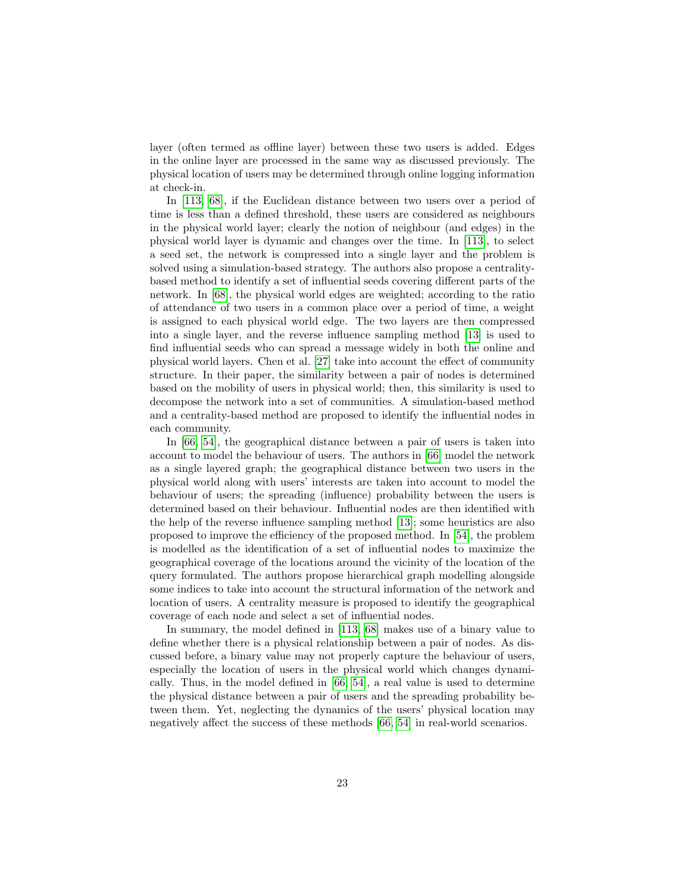layer (often termed as offline layer) between these two users is added. Edges in the online layer are processed in the same way as discussed previously. The physical location of users may be determined through online logging information at check-in.

In [113, 68], if the Euclidean distance between two users over a period of time is less than a defined threshold, these users are considered as neighbours in the physical world layer; clearly the notion of neighbour (and edges) in the physical world layer is dynamic and changes over the time. In [113], to select a seed set, the network is compressed into a single layer and the problem is solved using a simulation-based strategy. The authors also propose a centrality-based method to identify a set of influential seeds covering different parts of the network. In [68], the physical world edges are weighted; according to the ratio of attendance of two users in a common place over a period of time, a weight is assigned to each physical world edge. The two layers are then compressed into a single layer, and the reverse influence sampling method [13] is used to find influential seeds who can spread a message widely in both the online and physical world layers. Chen et al. [27] take into account the effect of community structure. In their paper, the similarity between a pair of nodes is determined based on the mobility of users in physical world; then, this similarity is used to decompose the network into a set of communities. A simulation-based method and a centrality-based method are proposed to identify the influential nodes in each community.

In [66, 54], the geographical distance between a pair of users is taken into account to model the behaviour of users. The authors in [66] model the network as a single layered graph; the geographical distance between two users in the physical world along with users' interests are taken into account to model the behaviour of users; the spreading (influence) probability between the users is determined based on their behaviour. Influential nodes are then identified with the help of the reverse influence sampling method [13]; some heuristics are also proposed to improve the efficiency of the proposed method. In [54], the problem is modelled as the identification of a set of influential nodes to maximize the geographical coverage of the locations around the vicinity of the location of the query formulated. The authors propose hierarchical graph modelling alongside some indices to take into account the structural information of the network and location of users. A centrality measure is proposed to identify the geographical coverage of each node and select a set of influential nodes.

In summary, the model defined in [113, 68] makes use of a binary value to define whether there is a physical relationship between a pair of nodes. As discussed before, a binary value may not properly capture the behaviour of users, especially the location of users in the physical world which changes dynamically. Thus, in the model defined in [66, 54], a real value is used to determine the physical distance between a pair of users and the spreading probability between them. Yet, neglecting the dynamics of the users' physical location may negatively affect the success of these methods [66, 54] in real-world scenarios.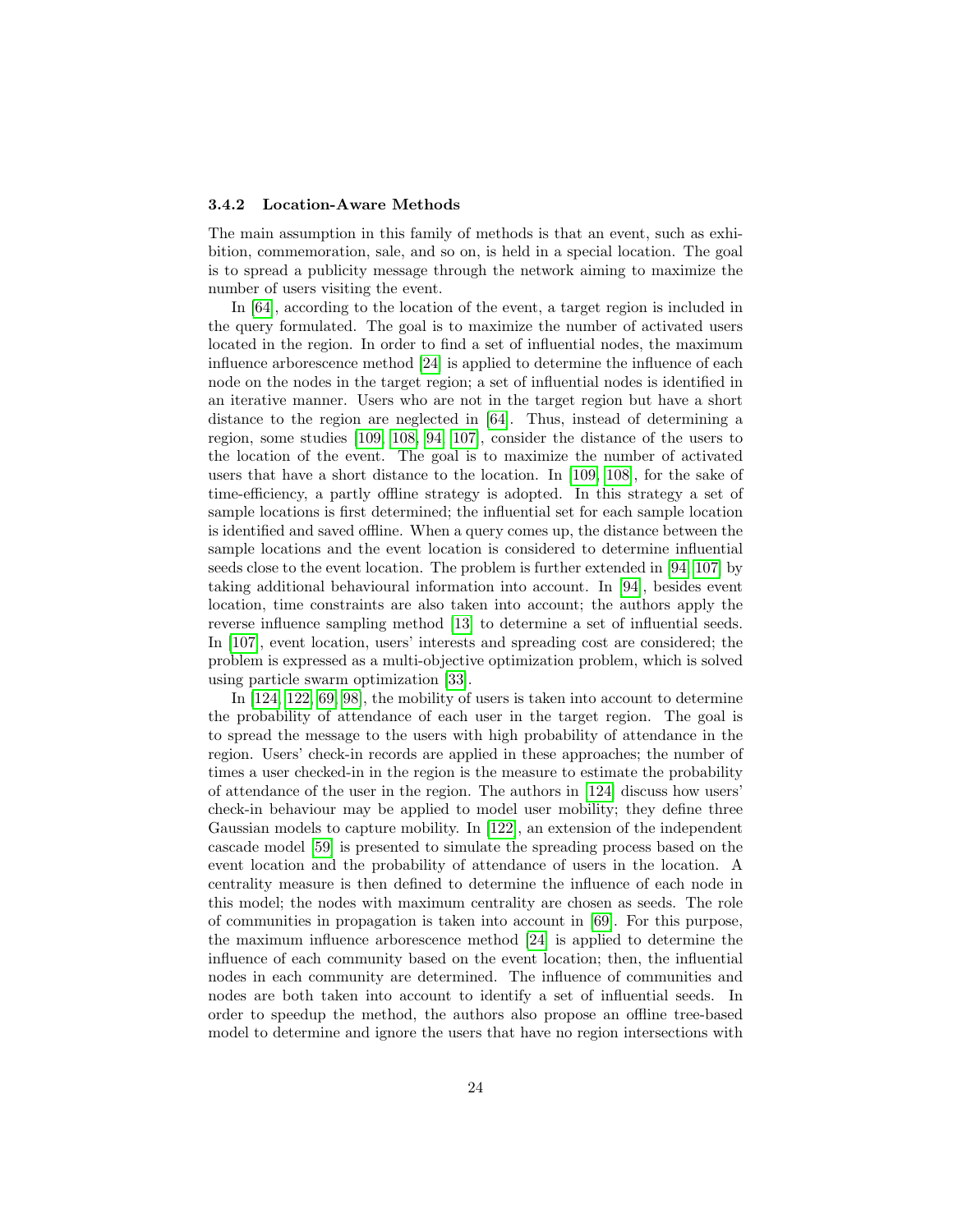### 3.4.2 Location-Aware Methods

The main assumption in this family of methods is that an event, such as exhibition, commemoration, sale, and so on, is held in a special location. The goal is to spread a publicity message through the network aiming to maximize the number of users visiting the event.

In [64], according to the location of the event, a target region is included in the query formulated. The goal is to maximize the number of activated users located in the region. In order to find a set of influential nodes, the maximum influence arborescence method [24] is applied to determine the influence of each node on the nodes in the target region; a set of influential nodes is identified in an iterative manner. Users who are not in the target region but have a short distance to the region are neglected in [64]. Thus, instead of determining a region, some studies [109, 108, 94, 107], consider the distance of the users to the location of the event. The goal is to maximize the number of activated users that have a short distance to the location. In [109, 108], for the sake of time-efficiency, a partly offline strategy is adopted. In this strategy a set of sample locations is first determined; the influential set for each sample location is identified and saved offline. When a query comes up, the distance between the sample locations and the event location is considered to determine influential seeds close to the event location. The problem is further extended in [94, 107] by taking additional behavioural information into account. In [94], besides event location, time constraints are also taken into account; the authors apply the reverse influence sampling method [13] to determine a set of influential seeds. In [107], event location, users' interests and spreading cost are considered; the problem is expressed as a multi-objective optimization problem, which is solved using particle swarm optimization [33].

In [124, 122, 69, 98], the mobility of users is taken into account to determine the probability of attendance of each user in the target region. The goal is to spread the message to the users with high probability of attendance in the region. Users' check-in records are applied in these approaches; the number of times a user checked-in in the region is the measure to estimate the probability of attendance of the user in the region. The authors in [124] discuss how users' check-in behaviour may be applied to model user mobility; they define three Gaussian models to capture mobility. In [122], an extension of the independent cascade model [59] is presented to simulate the spreading process based on the event location and the probability of attendance of users in the location. A centrality measure is then defined to determine the influence of each node in this model; the nodes with maximum centrality are chosen as seeds. The role of communities in propagation is taken into account in [69]. For this purpose, the maximum influence arborescence method [24] is applied to determine the influence of each community based on the event location; then, the influential nodes in each community are determined. The influence of communities and nodes are both taken into account to identify a set of influential seeds. In order to speedup the method, the authors also propose an offline tree-based model to determine and ignore the users that have no region intersections with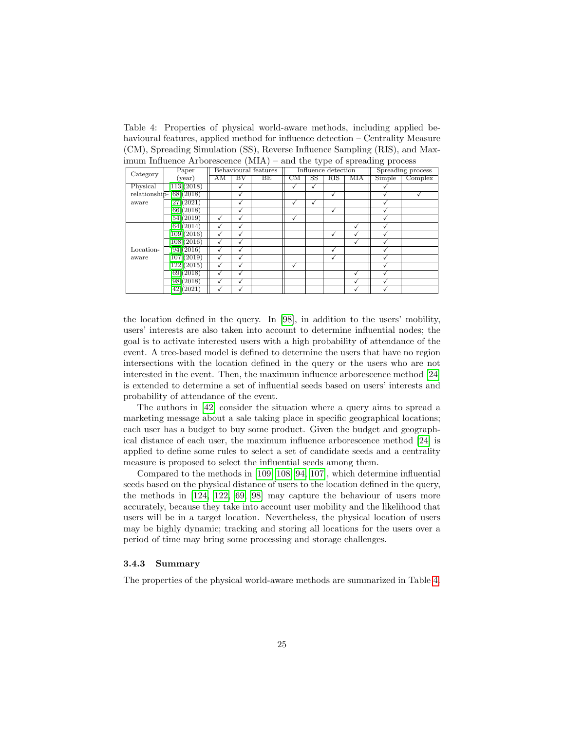Table 4: Properties of physical world-aware methods, including applied behavioural features, applied method for influence detection – Centrality Measure (CM), Spreading Simulation (SS), Reverse Influence Sampling (RIS), and Maximum Influence Arborescence (MIA) – and the type of spreading process

| Category | Paper (year) | Behavioural features | | | Influence detection | | | | Spreading process | |
|---|---|---|---|---|---|---|---|---|---|---|
| | | AM | BV | BE | CM | SS | RIS | MIA | Simple | Complex |
| Physical relationship-aware | [113] (2018) | | ✓ | | ✓ | ✓ | | | ✓ | |
| | [68] (2018) | | ✓ | | | | ✓ | | ✓ | ✓ |
| | [27] (2021) | | ✓ | | ✓ | ✓ | | | ✓ | |
| | [66] (2018) | | ✓ | | | | ✓ | | ✓ | |
| | [54] (2019) | ✓ | ✓ | | ✓ | | | | ✓ | |
| Location-aware | [64] (2014) | ✓ | ✓ | | | | | ✓ | ✓ | |
| | [109] (2016) | ✓ | ✓ | | | | ✓ | ✓ | ✓ | |
| | [108] (2016) | ✓ | ✓ | | | | | ✓ | ✓ | |
| | [94] (2016) | ✓ | ✓ | | | | ✓ | | ✓ | |
| | [107] (2019) | ✓ | ✓ | | | | ✓ | | ✓ | |
| | [122] (2015) | ✓ | ✓ | | ✓ | | | | ✓ | |
| | [69] (2018) | ✓ | ✓ | | | | | ✓ | ✓ | |
| | [98] (2018) | ✓ | ✓ | | | | | ✓ | ✓ | |
| | [42] (2021) | ✓ | ✓ | | | | | ✓ | ✓ | |

the location defined in the query. In [98], in addition to the users' mobility, users' interests are also taken into account to determine influential nodes; the goal is to activate interested users with a high probability of attendance of the event. A tree-based model is defined to determine the users that have no region intersections with the location defined in the query or the users who are not interested in the event. Then, the maximum influence arborescence method [24] is extended to determine a set of influential seeds based on users' interests and probability of attendance of the event.

The authors in [42] consider the situation where a query aims to spread a marketing message about a sale taking place in specific geographical locations; each user has a budget to buy some product. Given the budget and geographical distance of each user, the maximum influence arborescence method [24] is applied to define some rules to select a set of candidate seeds and a centrality measure is proposed to select the influential seeds among them.

Compared to the methods in [109, 108, 94, 107], which determine influential seeds based on the physical distance of users to the location defined in the query, the methods in [124, 122, 69, 98] may capture the behaviour of users more accurately, because they take into account user mobility and the likelihood that users will be in a target location. Nevertheless, the physical location of users may be highly dynamic; tracking and storing all locations for the users over a period of time may bring some processing and storage challenges.

### 3.4.3 Summary

The properties of the physical world-aware methods are summarized in Table 4.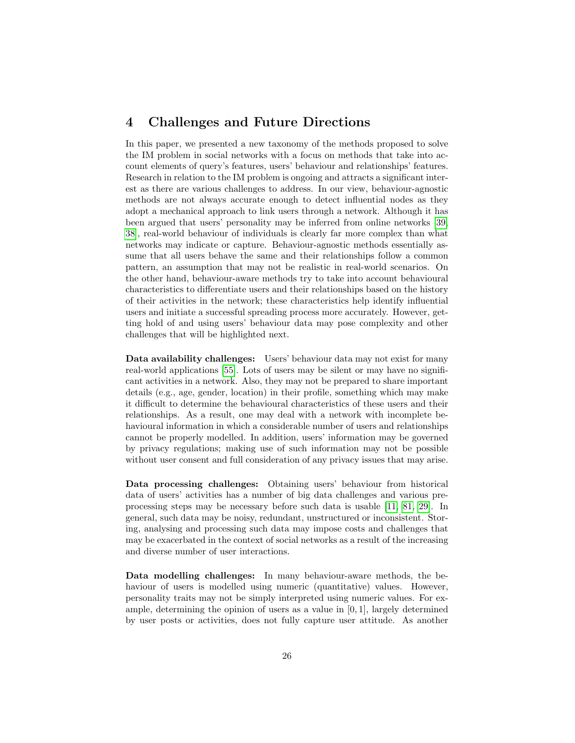# 4 Challenges and Future Directions

In this paper, we presented a new taxonomy of the methods proposed to solve the IM problem in social networks with a focus on methods that take into account elements of query's features, users' behaviour and relationships' features. Research in relation to the IM problem is ongoing and attracts a significant interest as there are various challenges to address. In our view, behaviour-agnostic methods are not always accurate enough to detect influential nodes as they adopt a mechanical approach to link users through a network. Although it has been argued that users' personality may be inferred from online networks [39, 38], real-world behaviour of individuals is clearly far more complex than what networks may indicate or capture. Behaviour-agnostic methods essentially assume that all users behave the same and their relationships follow a common pattern, an assumption that may not be realistic in real-world scenarios. On the other hand, behaviour-aware methods try to take into account behavioural characteristics to differentiate users and their relationships based on the history of their activities in the network; these characteristics help identify influential users and initiate a successful spreading process more accurately. However, getting hold of and using users' behaviour data may pose complexity and other challenges that will be highlighted next.

**Data availability challenges:** Users' behaviour data may not exist for many real-world applications [55]. Lots of users may be silent or may have no significant activities in a network. Also, they may not be prepared to share important details (e.g., age, gender, location) in their profile, something which may make it difficult to determine the behavioural characteristics of these users and their relationships. As a result, one may deal with a network with incomplete behavioural information in which a considerable number of users and relationships cannot be properly modelled. In addition, users' information may be governed by privacy regulations; making use of such information may not be possible without user consent and full consideration of any privacy issues that may arise.

**Data processing challenges:** Obtaining users' behaviour from historical data of users' activities has a number of big data challenges and various preprocessing steps may be necessary before such data is usable [11, 81, 29]. In general, such data may be noisy, redundant, unstructured or inconsistent. Storing, analysing and processing such data may impose costs and challenges that may be exacerbated in the context of social networks as a result of the increasing and diverse number of user interactions.

**Data modelling challenges:** In many behaviour-aware methods, the behaviour of users is modelled using numeric (quantitative) values. However, personality traits may not be simply interpreted using numeric values. For example, determining the opinion of users as a value in $[0, 1]$, largely determined by user posts or activities, does not fully capture user attitude. As another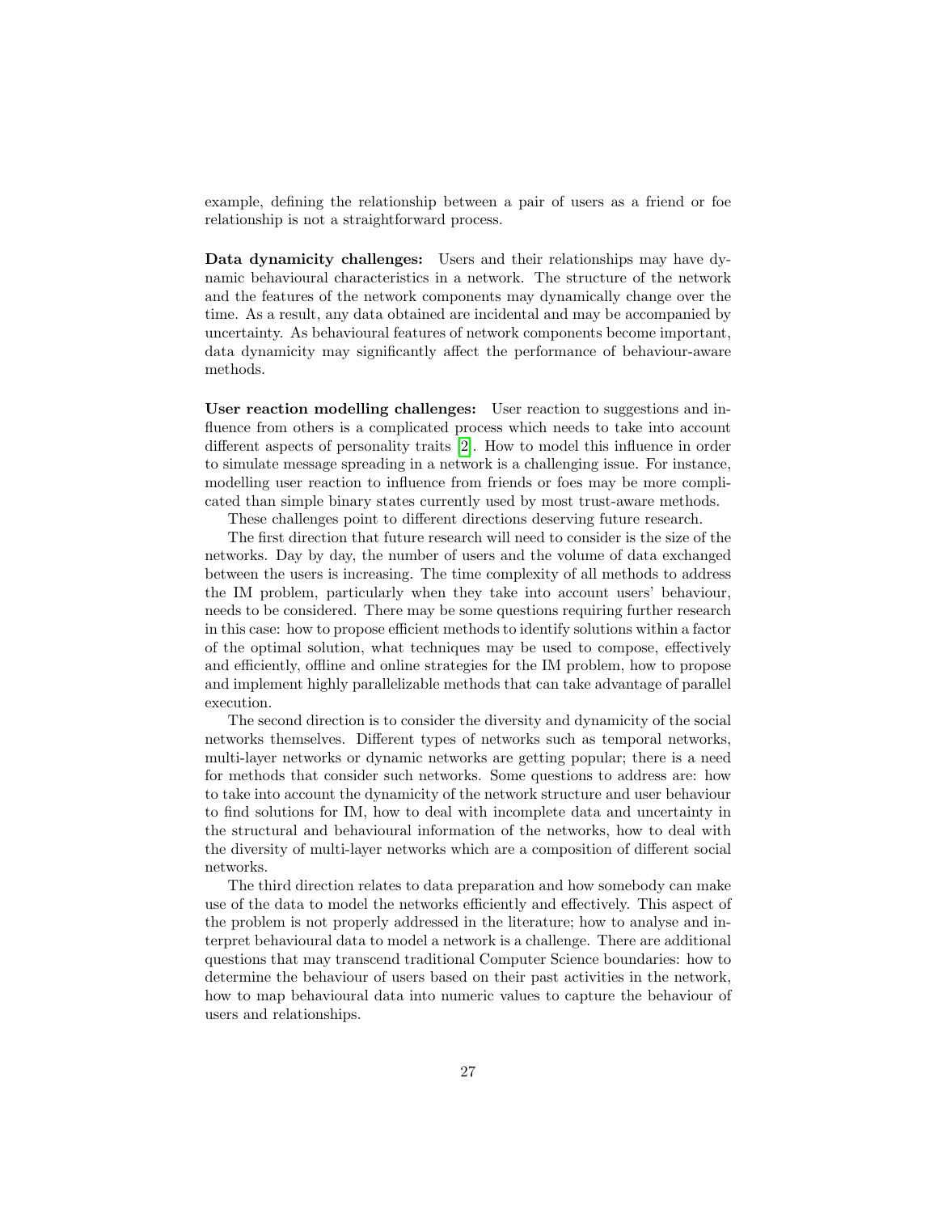example, defining the relationship between a pair of users as a friend or foe relationship is not a straightforward process.

**Data dynamicity challenges:** Users and their relationships may have dynamic behavioural characteristics in a network. The structure of the network and the features of the network components may dynamically change over the time. As a result, any data obtained are incidental and may be accompanied by uncertainty. As behavioural features of network components become important, data dynamicity may significantly affect the performance of behaviour-aware methods.

**User reaction modelling challenges:** User reaction to suggestions and influence from others is a complicated process which needs to take into account different aspects of personality traits [2]. How to model this influence in order to simulate message spreading in a network is a challenging issue. For instance, modelling user reaction to influence from friends or foes may be more complicated than simple binary states currently used by most trust-aware methods.

These challenges point to different directions deserving future research.

The first direction that future research will need to consider is the size of the networks. Day by day, the number of users and the volume of data exchanged between the users is increasing. The time complexity of all methods to address the IM problem, particularly when they take into account users' behaviour, needs to be considered. There may be some questions requiring further research in this case: how to propose efficient methods to identify solutions within a factor of the optimal solution, what techniques may be used to compose, effectively and efficiently, offline and online strategies for the IM problem, how to propose and implement highly parallelizable methods that can take advantage of parallel execution.

The second direction is to consider the diversity and dynamicity of the social networks themselves. Different types of networks such as temporal networks, multi-layer networks or dynamic networks are getting popular; there is a need for methods that consider such networks. Some questions to address are: how to take into account the dynamicity of the network structure and user behaviour to find solutions for IM, how to deal with incomplete data and uncertainty in the structural and behavioural information of the networks, how to deal with the diversity of multi-layer networks which are a composition of different social networks.

The third direction relates to data preparation and how somebody can make use of the data to model the networks efficiently and effectively. This aspect of the problem is not properly addressed in the literature; how to analyse and interpret behavioural data to model a network is a challenge. There are additional questions that may transcend traditional Computer Science boundaries: how to determine the behaviour of users based on their past activities in the network, how to map behavioural data into numeric values to capture the behaviour of users and relationships.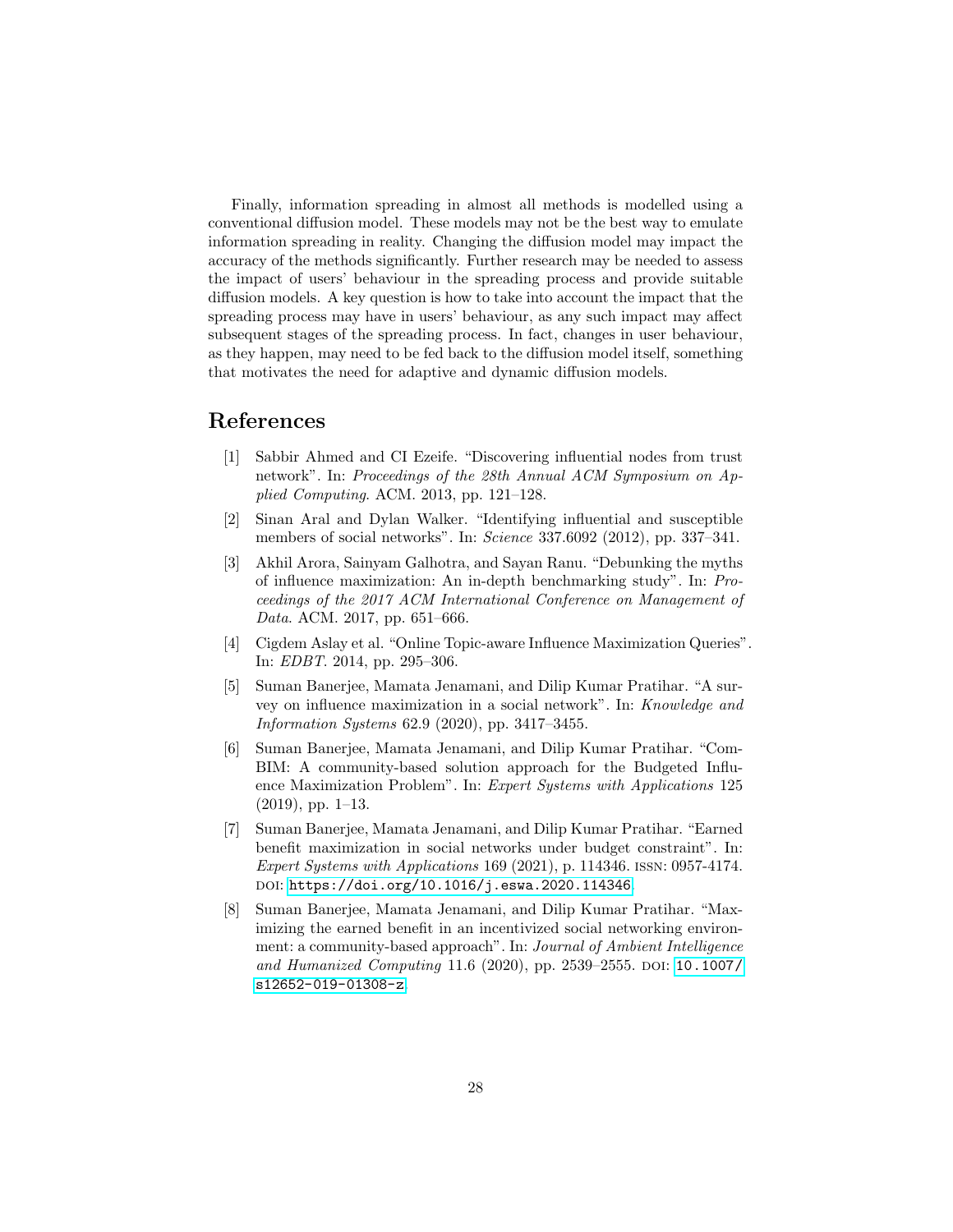Finally, information spreading in almost all methods is modelled using a conventional diffusion model. These models may not be the best way to emulate information spreading in reality. Changing the diffusion model may impact the accuracy of the methods significantly. Further research may be needed to assess the impact of users' behaviour in the spreading process and provide suitable diffusion models. A key question is how to take into account the impact that the spreading process may have in users' behaviour, as any such impact may affect subsequent stages of the spreading process. In fact, changes in user behaviour, as they happen, may need to be fed back to the diffusion model itself, something that motivates the need for adaptive and dynamic diffusion models.

# References

[1] Sabbir Ahmed and CI Ezeife. "Discovering influential nodes from trust network". In: *Proceedings of the 28th Annual ACM Symposium on Applied Computing*. ACM. 2013, pp. 121–128.

[2] Sinan Aral and Dylan Walker. "Identifying influential and susceptible members of social networks". In: *Science* 337.6092 (2012), pp. 337–341.

[3] Akhil Arora, Sainyam Galhotra, and Sayan Ranu. "Debunking the myths of influence maximization: An in-depth benchmarking study". In: *Proceedings of the 2017 ACM International Conference on Management of Data*. ACM. 2017, pp. 651–666.

[4] Cigdem Aslay et al. "Online Topic-aware Influence Maximization Queries". In: *EDBT*. 2014, pp. 295–306.

[5] Suman Banerjee, Mamata Jenamani, and Dilip Kumar Pratihar. "A survey on influence maximization in a social network". In: *Knowledge and Information Systems* 62.9 (2020), pp. 3417–3455.

[6] Suman Banerjee, Mamata Jenamani, and Dilip Kumar Pratihar. "ComBIM: A community-based solution approach for the Budgeted Influence Maximization Problem". In: *Expert Systems with Applications* 125 (2019), pp. 1–13.

[7] Suman Banerjee, Mamata Jenamani, and Dilip Kumar Pratihar. "Earned benefit maximization in social networks under budget constraint". In: *Expert Systems with Applications* 169 (2021), p. 114346. ISSN: 0957-4174. DOI: https://doi.org/10.1016/j.eswa.2020.114346.

[8] Suman Banerjee, Mamata Jenamani, and Dilip Kumar Pratihar. "Maximizing the earned benefit in an incentivized social networking environment: a community-based approach". In: *Journal of Ambient Intelligence and Humanized Computing* 11.6 (2020), pp. 2539–2555. DOI: 10.1007/s12652-019-01308-z.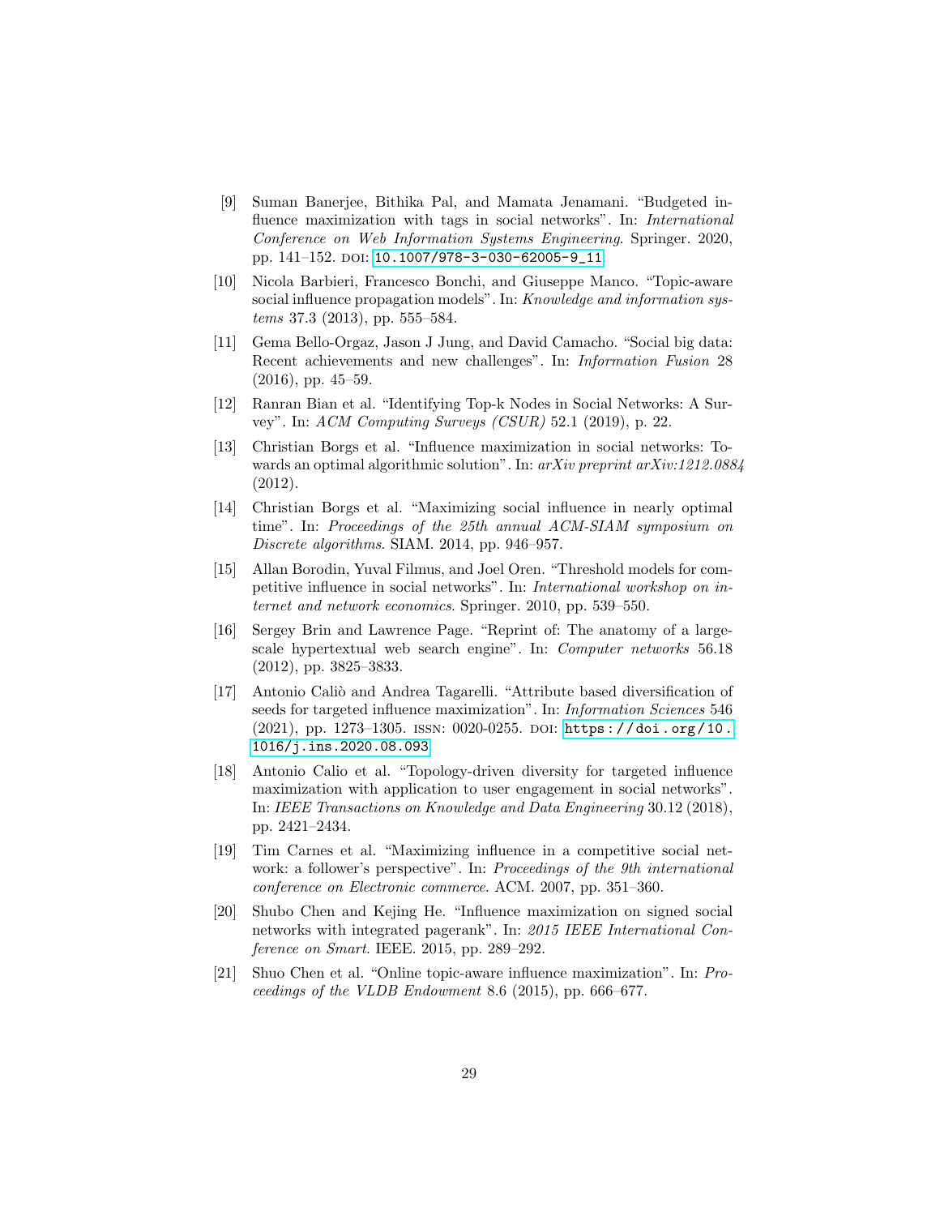[9] Suman Banerjee, Bithika Pal, and Mamata Jenamani. "Budgeted influence maximization with tags in social networks". In: *International Conference on Web Information Systems Engineering*. Springer. 2020, pp. 141–152. DOI: 10.1007/978-3-030-62005-9_11.

[10] Nicola Barbieri, Francesco Bonchi, and Giuseppe Manco. "Topic-aware social influence propagation models". In: *Knowledge and information systems* 37.3 (2013), pp. 555–584.

[11] Gema Bello-Orgaz, Jason J Jung, and David Camacho. "Social big data: Recent achievements and new challenges". In: *Information Fusion* 28 (2016), pp. 45–59.

[12] Ranran Bian et al. "Identifying Top-k Nodes in Social Networks: A Survey". In: *ACM Computing Surveys (CSUR)* 52.1 (2019), p. 22.

[13] Christian Borgs et al. "Influence maximization in social networks: Towards an optimal algorithmic solution". In: *arXiv preprint arXiv:1212.0884* (2012).

[14] Christian Borgs et al. "Maximizing social influence in nearly optimal time". In: *Proceedings of the 25th annual ACM-SIAM symposium on Discrete algorithms*. SIAM. 2014, pp. 946–957.

[15] Allan Borodin, Yuval Filmus, and Joel Oren. "Threshold models for competitive influence in social networks". In: *International workshop on internet and network economics*. Springer. 2010, pp. 539–550.

[16] Sergey Brin and Lawrence Page. "Reprint of: The anatomy of a large-scale hypertextual web search engine". In: *Computer networks* 56.18 (2012), pp. 3825–3833.

[17] Antonio Caliò and Andrea Tagarelli. "Attribute based diversification of seeds for targeted influence maximization". In: *Information Sciences* 546 (2021), pp. 1273–1305. ISSN: 0020-0255. DOI: https://doi.org/10.1016/j.ins.2020.08.093.

[18] Antonio Calio et al. "Topology-driven diversity for targeted influence maximization with application to user engagement in social networks". In: *IEEE Transactions on Knowledge and Data Engineering* 30.12 (2018), pp. 2421–2434.

[19] Tim Carnes et al. "Maximizing influence in a competitive social network: a follower's perspective". In: *Proceedings of the 9th international conference on Electronic commerce*. ACM. 2007, pp. 351–360.

[20] Shubo Chen and Kejing He. "Influence maximization on signed social networks with integrated pagerank". In: *2015 IEEE International Conference on Smart*. IEEE. 2015, pp. 289–292.

[21] Shuo Chen et al. "Online topic-aware influence maximization". In: *Proceedings of the VLDB Endowment* 8.6 (2015), pp. 666–677.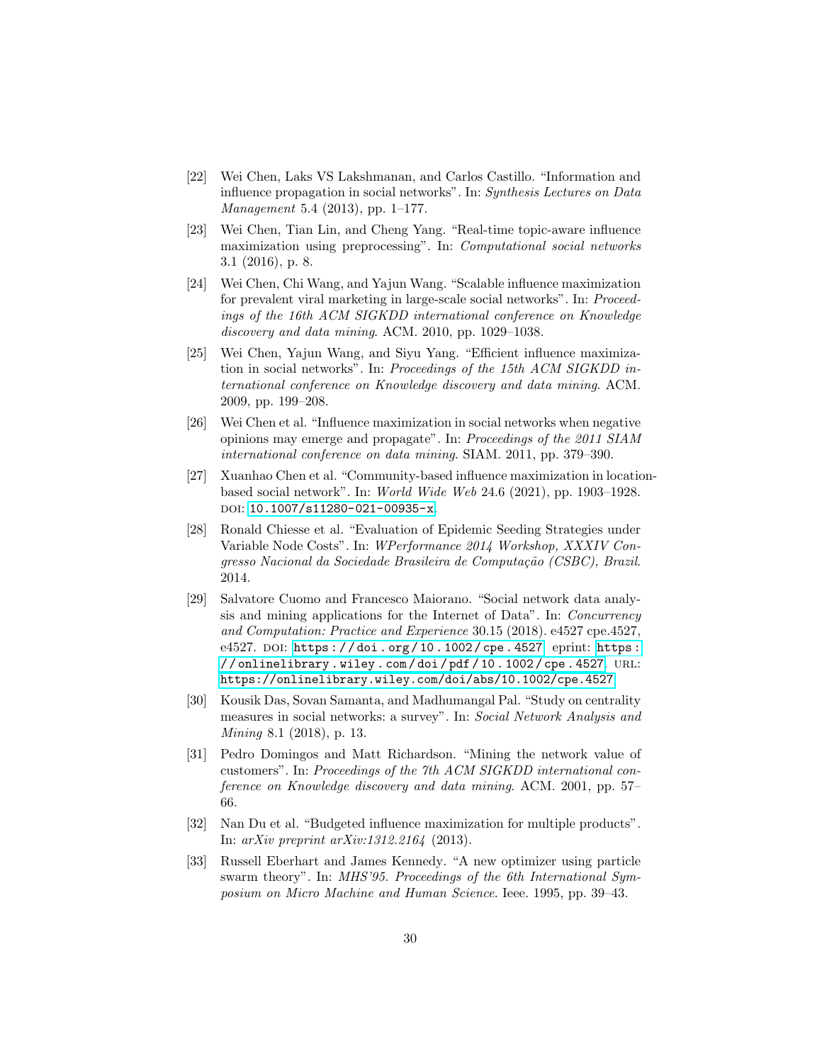[22] Wei Chen, Laks VS Lakshmanan, and Carlos Castillo. "Information and influence propagation in social networks". In: *Synthesis Lectures on Data Management* 5.4 (2013), pp. 1–177.

[23] Wei Chen, Tian Lin, and Cheng Yang. "Real-time topic-aware influence maximization using preprocessing". In: *Computational social networks* 3.1 (2016), p. 8.

[24] Wei Chen, Chi Wang, and Yajun Wang. "Scalable influence maximization for prevalent viral marketing in large-scale social networks". In: *Proceedings of the 16th ACM SIGKDD international conference on Knowledge discovery and data mining*. ACM. 2010, pp. 1029–1038.

[25] Wei Chen, Yajun Wang, and Siyu Yang. "Efficient influence maximization in social networks". In: *Proceedings of the 15th ACM SIGKDD international conference on Knowledge discovery and data mining*. ACM. 2009, pp. 199–208.

[26] Wei Chen et al. "Influence maximization in social networks when negative opinions may emerge and propagate". In: *Proceedings of the 2011 SIAM international conference on data mining*. SIAM. 2011, pp. 379–390.

[27] Xuanhao Chen et al. "Community-based influence maximization in location-based social network". In: *World Wide Web* 24.6 (2021), pp. 1903–1928. DOI: 10.1007/s11280-021-00935-x.

[28] Ronald Chiesse et al. "Evaluation of Epidemic Seeding Strategies under Variable Node Costs". In: *WPerformance 2014 Workshop, XXXIV Congresso Nacional da Sociedade Brasileira de Computação (CSBC), Brazil*. 2014.

[29] Salvatore Cuomo and Francesco Maiorano. "Social network data analysis and mining applications for the Internet of Data". In: *Concurrency and Computation: Practice and Experience* 30.15 (2018). e4527 cpe.4527, e4527. DOI: https://doi.org/10.1002/cpe.4527. eprint: https://onlinelibrary.wiley.com/doi/pdf/10.1002/cpe.4527. URL: https://onlinelibrary.wiley.com/doi/abs/10.1002/cpe.4527.

[30] Kousik Das, Sovan Samanta, and Madhumangal Pal. "Study on centrality measures in social networks: a survey". In: *Social Network Analysis and Mining* 8.1 (2018), p. 13.

[31] Pedro Domingos and Matt Richardson. "Mining the network value of customers". In: *Proceedings of the 7th ACM SIGKDD international conference on Knowledge discovery and data mining*. ACM. 2001, pp. 57–66.

[32] Nan Du et al. "Budgeted influence maximization for multiple products". In: *arXiv preprint arXiv:1312.2164* (2013).

[33] Russell Eberhart and James Kennedy. "A new optimizer using particle swarm theory". In: *MHS'95. Proceedings of the 6th International Symposium on Micro Machine and Human Science*. Ieee. 1995, pp. 39–43.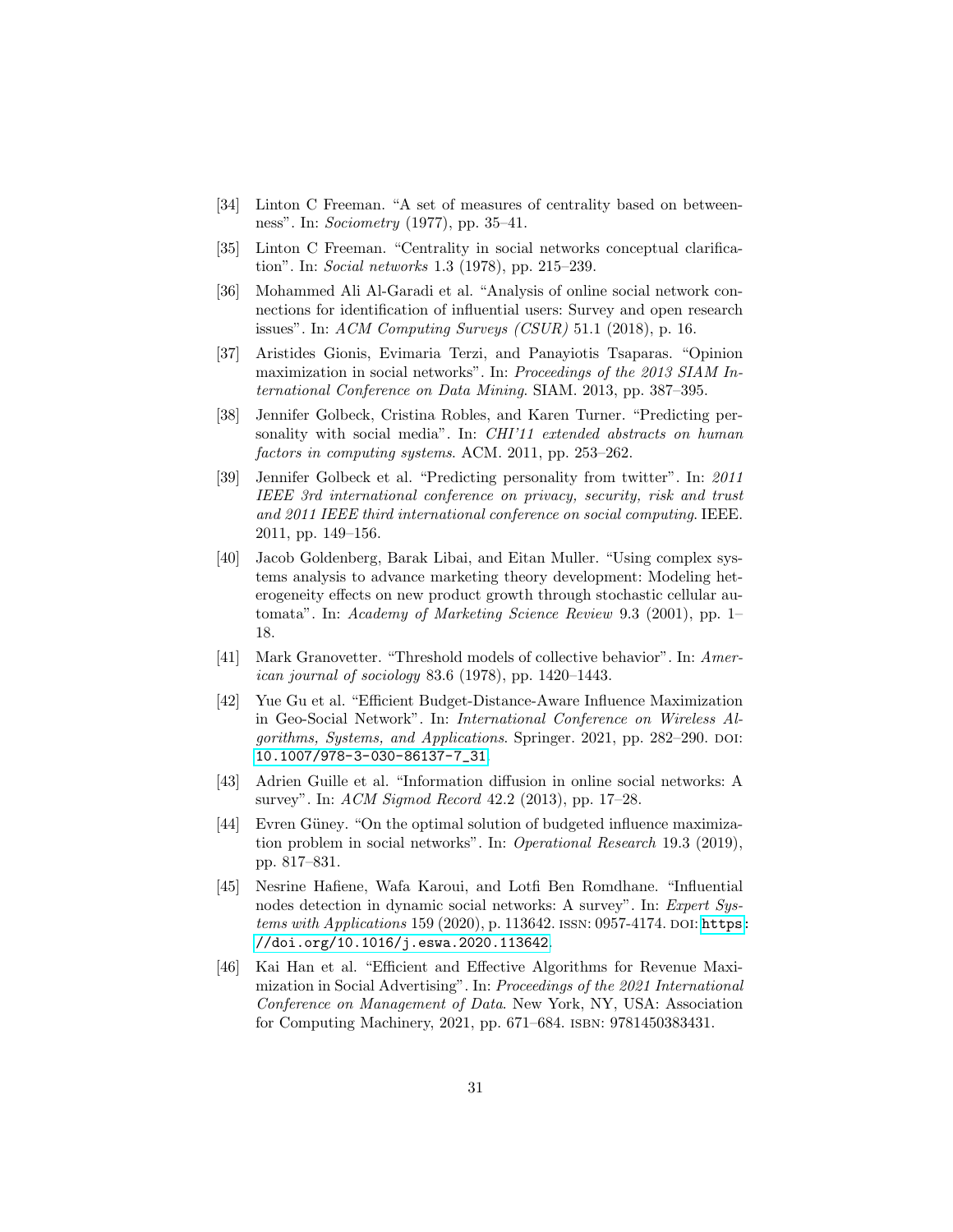[34] Linton C Freeman. "A set of measures of centrality based on betweenness". In: *Sociometry* (1977), pp. 35–41.

[35] Linton C Freeman. "Centrality in social networks conceptual clarification". In: *Social networks* 1.3 (1978), pp. 215–239.

[36] Mohammed Ali Al-Garadi et al. "Analysis of online social network connections for identification of influential users: Survey and open research issues". In: *ACM Computing Surveys (CSUR)* 51.1 (2018), p. 16.

[37] Aristides Gionis, Evimaria Terzi, and Panayiotis Tsaparas. "Opinion maximization in social networks". In: *Proceedings of the 2013 SIAM International Conference on Data Mining*. SIAM. 2013, pp. 387–395.

[38] Jennifer Golbeck, Cristina Robles, and Karen Turner. "Predicting personality with social media". In: *CHI'11 extended abstracts on human factors in computing systems*. ACM. 2011, pp. 253–262.

[39] Jennifer Golbeck et al. "Predicting personality from twitter". In: *2011 IEEE 3rd international conference on privacy, security, risk and trust and 2011 IEEE third international conference on social computing*. IEEE. 2011, pp. 149–156.

[40] Jacob Goldenberg, Barak Libai, and Eitan Muller. "Using complex systems analysis to advance marketing theory development: Modeling heterogeneity effects on new product growth through stochastic cellular automata". In: *Academy of Marketing Science Review* 9.3 (2001), pp. 1–18.

[41] Mark Granovetter. "Threshold models of collective behavior". In: *American journal of sociology* 83.6 (1978), pp. 1420–1443.

[42] Yue Gu et al. "Efficient Budget-Distance-Aware Influence Maximization in Geo-Social Network". In: *International Conference on Wireless Algorithms, Systems, and Applications*. Springer. 2021, pp. 282–290. DOI: 10.1007/978-3-030-86137-7_31.

[43] Adrien Guille et al. "Information diffusion in online social networks: A survey". In: *ACM Sigmod Record* 42.2 (2013), pp. 17–28.

[44] Evren Güney. "On the optimal solution of budgeted influence maximization problem in social networks". In: *Operational Research* 19.3 (2019), pp. 817–831.

[45] Nesrine Hafiene, Wafa Karoui, and Lotfi Ben Romdhane. "Influential nodes detection in dynamic social networks: A survey". In: *Expert Systems with Applications* 159 (2020), p. 113642. ISSN: 0957-4174. DOI: https://doi.org/10.1016/j.eswa.2020.113642.

[46] Kai Han et al. "Efficient and Effective Algorithms for Revenue Maximization in Social Advertising". In: *Proceedings of the 2021 International Conference on Management of Data*. New York, NY, USA: Association for Computing Machinery, 2021, pp. 671–684. ISBN: 9781450383431.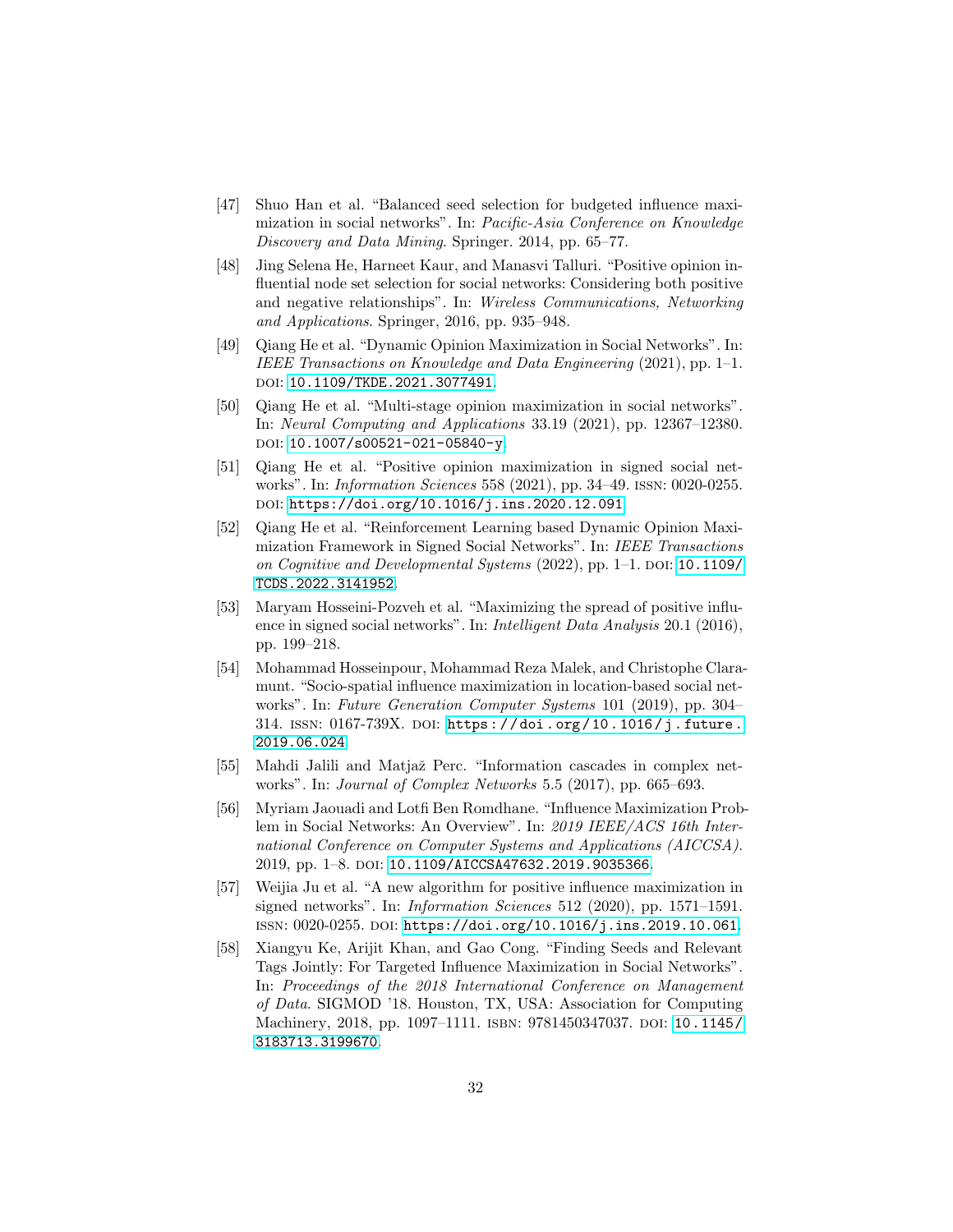[47] Shuo Han et al. "Balanced seed selection for budgeted influence maximization in social networks". In: *Pacific-Asia Conference on Knowledge Discovery and Data Mining*. Springer. 2014, pp. 65–77.

[48] Jing Selena He, Harneet Kaur, and Manasvi Talluri. "Positive opinion influential node set selection for social networks: Considering both positive and negative relationships". In: *Wireless Communications, Networking and Applications*. Springer, 2016, pp. 935–948.

[49] Qiang He et al. "Dynamic Opinion Maximization in Social Networks". In: *IEEE Transactions on Knowledge and Data Engineering* (2021), pp. 1–1. DOI: 10.1109/TKDE.2021.3077491.

[50] Qiang He et al. "Multi-stage opinion maximization in social networks". In: *Neural Computing and Applications* 33.19 (2021), pp. 12367–12380. DOI: 10.1007/s00521-021-05840-y.

[51] Qiang He et al. "Positive opinion maximization in signed social networks". In: *Information Sciences* 558 (2021), pp. 34–49. ISSN: 0020-0255. DOI: https://doi.org/10.1016/j.ins.2020.12.091.

[52] Qiang He et al. "Reinforcement Learning based Dynamic Opinion Maximization Framework in Signed Social Networks". In: *IEEE Transactions on Cognitive and Developmental Systems* (2022), pp. 1–1. DOI: 10.1109/TCDS.2022.3141952.

[53] Maryam Hosseini-Pozveh et al. "Maximizing the spread of positive influence in signed social networks". In: *Intelligent Data Analysis* 20.1 (2016), pp. 199–218.

[54] Mohammad Hosseinpour, Mohammad Reza Malek, and Christophe Claramunt. "Socio-spatial influence maximization in location-based social networks". In: *Future Generation Computer Systems* 101 (2019), pp. 304–314. ISSN: 0167-739X. DOI: https://doi.org/10.1016/j.future.2019.06.024.

[55] Mahdi Jalili and Matjaž Perc. "Information cascades in complex networks". In: *Journal of Complex Networks* 5.5 (2017), pp. 665–693.

[56] Myriam Jaouadi and Lotfi Ben Romdhane. "Influence Maximization Problem in Social Networks: An Overview". In: *2019 IEEE/ACS 16th International Conference on Computer Systems and Applications (AICCSA)*. 2019, pp. 1–8. DOI: 10.1109/AICCSA47632.2019.9035366.

[57] Weijia Ju et al. "A new algorithm for positive influence maximization in signed networks". In: *Information Sciences* 512 (2020), pp. 1571–1591. ISSN: 0020-0255. DOI: https://doi.org/10.1016/j.ins.2019.10.061.

[58] Xiangyu Ke, Arijit Khan, and Gao Cong. "Finding Seeds and Relevant Tags Jointly: For Targeted Influence Maximization in Social Networks". In: *Proceedings of the 2018 International Conference on Management of Data*. SIGMOD '18. Houston, TX, USA: Association for Computing Machinery, 2018, pp. 1097–1111. ISBN: 9781450347037. DOI: 10.1145/3183713.3199670.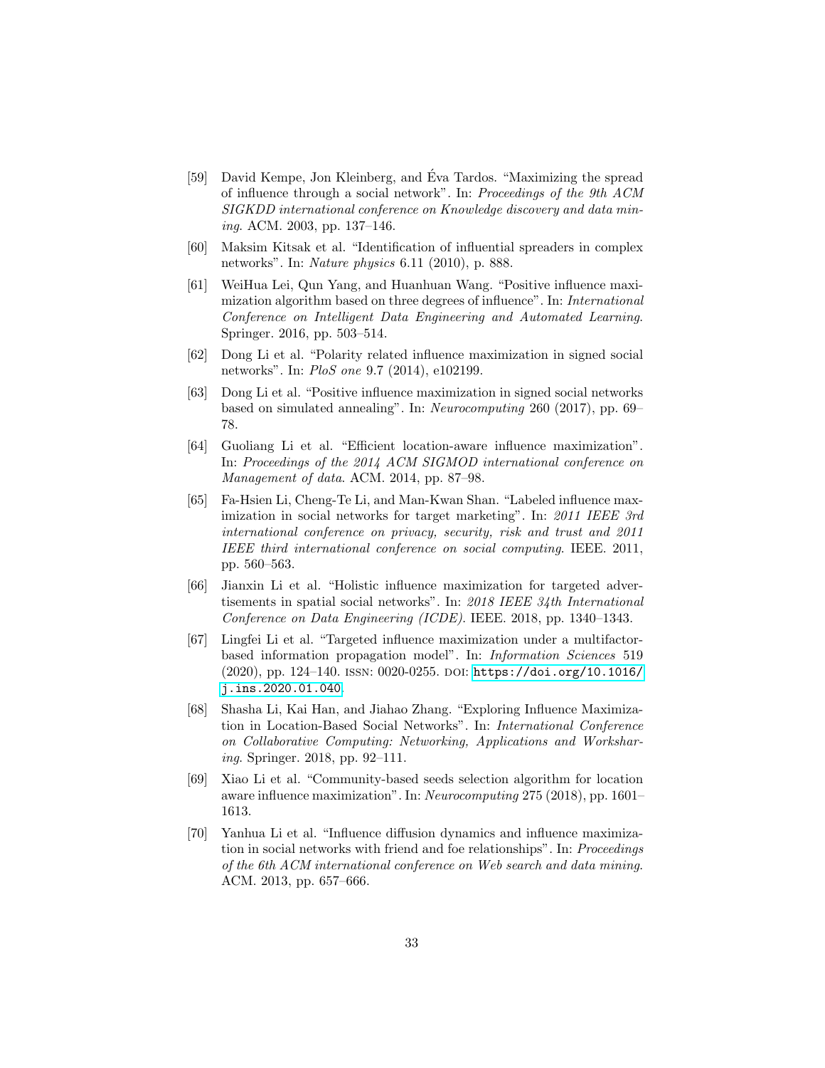[59] David Kempe, Jon Kleinberg, and Éva Tardos. "Maximizing the spread of influence through a social network". In: *Proceedings of the 9th ACM SIGKDD international conference on Knowledge discovery and data mining*. ACM. 2003, pp. 137–146.

[60] Maksim Kitsak et al. "Identification of influential spreaders in complex networks". In: *Nature physics* 6.11 (2010), p. 888.

[61] WeiHua Lei, Qun Yang, and Huanhuan Wang. "Positive influence maximization algorithm based on three degrees of influence". In: *International Conference on Intelligent Data Engineering and Automated Learning*. Springer. 2016, pp. 503–514.

[62] Dong Li et al. "Polarity related influence maximization in signed social networks". In: *PloS one* 9.7 (2014), e102199.

[63] Dong Li et al. "Positive influence maximization in signed social networks based on simulated annealing". In: *Neurocomputing* 260 (2017), pp. 69–78.

[64] Guoliang Li et al. "Efficient location-aware influence maximization". In: *Proceedings of the 2014 ACM SIGMOD international conference on Management of data*. ACM. 2014, pp. 87–98.

[65] Fa-Hsien Li, Cheng-Te Li, and Man-Kwan Shan. "Labeled influence maximization in social networks for target marketing". In: *2011 IEEE 3rd international conference on privacy, security, risk and trust and 2011 IEEE third international conference on social computing*. IEEE. 2011, pp. 560–563.

[66] Jianxin Li et al. "Holistic influence maximization for targeted advertisements in spatial social networks". In: *2018 IEEE 34th International Conference on Data Engineering (ICDE)*. IEEE. 2018, pp. 1340–1343.

[67] Lingfei Li et al. "Targeted influence maximization under a multifactor-based information propagation model". In: *Information Sciences* 519 (2020), pp. 124–140. ISSN: 0020-0255. DOI: https://doi.org/10.1016/j.ins.2020.01.040.

[68] Shasha Li, Kai Han, and Jiahao Zhang. "Exploring Influence Maximization in Location-Based Social Networks". In: *International Conference on Collaborative Computing: Networking, Applications and Worksharing*. Springer. 2018, pp. 92–111.

[69] Xiao Li et al. "Community-based seeds selection algorithm for location aware influence maximization". In: *Neurocomputing* 275 (2018), pp. 1601–1613.

[70] Yanhua Li et al. "Influence diffusion dynamics and influence maximization in social networks with friend and foe relationships". In: *Proceedings of the 6th ACM international conference on Web search and data mining*. ACM. 2013, pp. 657–666.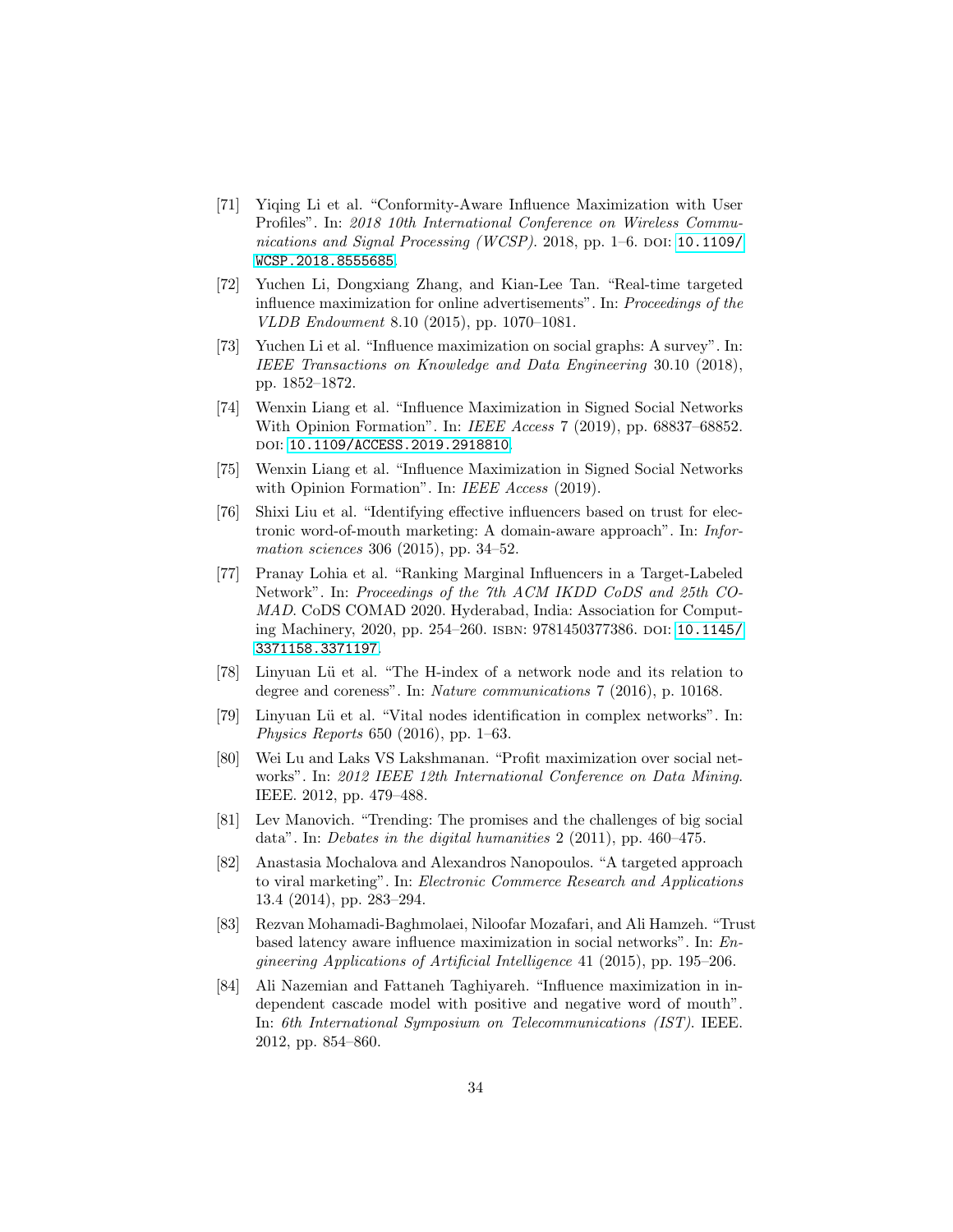- [71] Yiqing Li et al. "Conformity-Aware Influence Maximization with User Profiles". In: *2018 10th International Conference on Wireless Communications and Signal Processing (WCSP)*. 2018, pp. 1–6. DOI: 10.1109/WCSP.2018.8555685.
- [72] Yuchen Li, Dongxiang Zhang, and Kian-Lee Tan. "Real-time targeted influence maximization for online advertisements". In: *Proceedings of the VLDB Endowment* 8.10 (2015), pp. 1070–1081.
- [73] Yuchen Li et al. "Influence maximization on social graphs: A survey". In: *IEEE Transactions on Knowledge and Data Engineering* 30.10 (2018), pp. 1852–1872.
- [74] Wenxin Liang et al. "Influence Maximization in Signed Social Networks With Opinion Formation". In: *IEEE Access* 7 (2019), pp. 68837–68852. DOI: 10.1109/ACCESS.2019.2918810.
- [75] Wenxin Liang et al. "Influence Maximization in Signed Social Networks with Opinion Formation". In: *IEEE Access* (2019).
- [76] Shixi Liu et al. "Identifying effective influencers based on trust for electronic word-of-mouth marketing: A domain-aware approach". In: *Information sciences* 306 (2015), pp. 34–52.
- [77] Pranay Lohia et al. "Ranking Marginal Influencers in a Target-Labeled Network". In: *Proceedings of the 7th ACM IKDD CoDS and 25th COMAD*. CoDS COMAD 2020. Hyderabad, India: Association for Computing Machinery, 2020, pp. 254–260. ISBN: 9781450377386. DOI: 10.1145/3371158.3371197.
- [78] Linyuan Lü et al. "The H-index of a network node and its relation to degree and coreness". In: *Nature communications* 7 (2016), p. 10168.
- [79] Linyuan Lü et al. "Vital nodes identification in complex networks". In: *Physics Reports* 650 (2016), pp. 1–63.
- [80] Wei Lu and Laks VS Lakshmanan. "Profit maximization over social networks". In: *2012 IEEE 12th International Conference on Data Mining*. IEEE. 2012, pp. 479–488.
- [81] Lev Manovich. "Trending: The promises and the challenges of big social data". In: *Debates in the digital humanities* 2 (2011), pp. 460–475.
- [82] Anastasia Mochalova and Alexandros Nanopoulos. "A targeted approach to viral marketing". In: *Electronic Commerce Research and Applications* 13.4 (2014), pp. 283–294.
- [83] Rezvan Mohamadi-Baghmolaei, Niloofar Mozafari, and Ali Hamzeh. "Trust based latency aware influence maximization in social networks". In: *Engineering Applications of Artificial Intelligence* 41 (2015), pp. 195–206.
- [84] Ali Nazemian and Fattaneh Taghiyareh. "Influence maximization in independent cascade model with positive and negative word of mouth". In: *6th International Symposium on Telecommunications (IST)*. IEEE. 2012, pp. 854–860.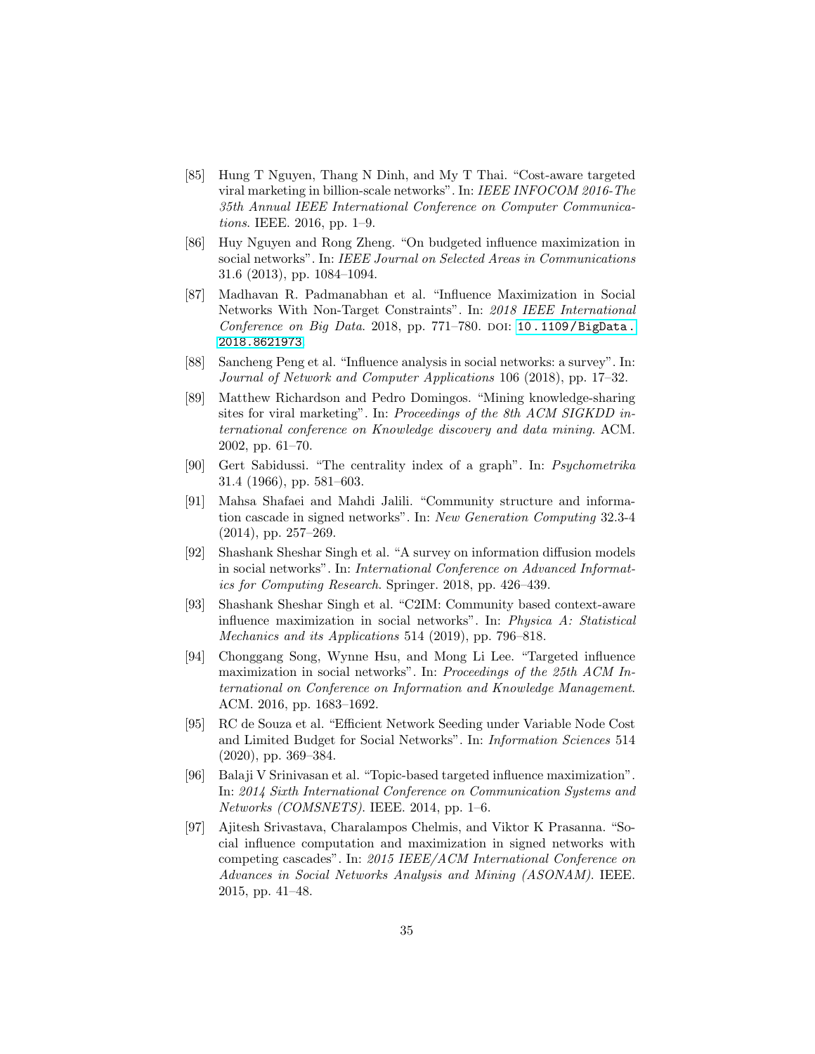[85] Hung T Nguyen, Thang N Dinh, and My T Thai. "Cost-aware targeted viral marketing in billion-scale networks". In: *IEEE INFOCOM 2016-The 35th Annual IEEE International Conference on Computer Communications*. IEEE. 2016, pp. 1–9.

[86] Huy Nguyen and Rong Zheng. "On budgeted influence maximization in social networks". In: *IEEE Journal on Selected Areas in Communications* 31.6 (2013), pp. 1084–1094.

[87] Madhavan R. Padmanabhan et al. "Influence Maximization in Social Networks With Non-Target Constraints". In: *2018 IEEE International Conference on Big Data*. 2018, pp. 771–780. DOI: 10.1109/BigData.2018.8621973.

[88] Sancheng Peng et al. "Influence analysis in social networks: a survey". In: *Journal of Network and Computer Applications* 106 (2018), pp. 17–32.

[89] Matthew Richardson and Pedro Domingos. "Mining knowledge-sharing sites for viral marketing". In: *Proceedings of the 8th ACM SIGKDD international conference on Knowledge discovery and data mining*. ACM. 2002, pp. 61–70.

[90] Gert Sabidussi. "The centrality index of a graph". In: *Psychometrika* 31.4 (1966), pp. 581–603.

[91] Mahsa Shafaei and Mahdi Jalili. "Community structure and information cascade in signed networks". In: *New Generation Computing* 32.3-4 (2014), pp. 257–269.

[92] Shashank Sheshar Singh et al. "A survey on information diffusion models in social networks". In: *International Conference on Advanced Informatics for Computing Research*. Springer. 2018, pp. 426–439.

[93] Shashank Sheshar Singh et al. "C2IM: Community based context-aware influence maximization in social networks". In: *Physica A: Statistical Mechanics and its Applications* 514 (2019), pp. 796–818.

[94] Chonggang Song, Wynne Hsu, and Mong Li Lee. "Targeted influence maximization in social networks". In: *Proceedings of the 25th ACM International on Conference on Information and Knowledge Management*. ACM. 2016, pp. 1683–1692.

[95] RC de Souza et al. "Efficient Network Seeding under Variable Node Cost and Limited Budget for Social Networks". In: *Information Sciences* 514 (2020), pp. 369–384.

[96] Balaji V Srinivasan et al. "Topic-based targeted influence maximization". In: *2014 Sixth International Conference on Communication Systems and Networks (COMSNETS)*. IEEE. 2014, pp. 1–6.

[97] Ajitesh Srivastava, Charalampos Chelmis, and Viktor K Prasanna. "Social influence computation and maximization in signed networks with competing cascades". In: *2015 IEEE/ACM International Conference on Advances in Social Networks Analysis and Mining (ASONAM)*. IEEE. 2015, pp. 41–48.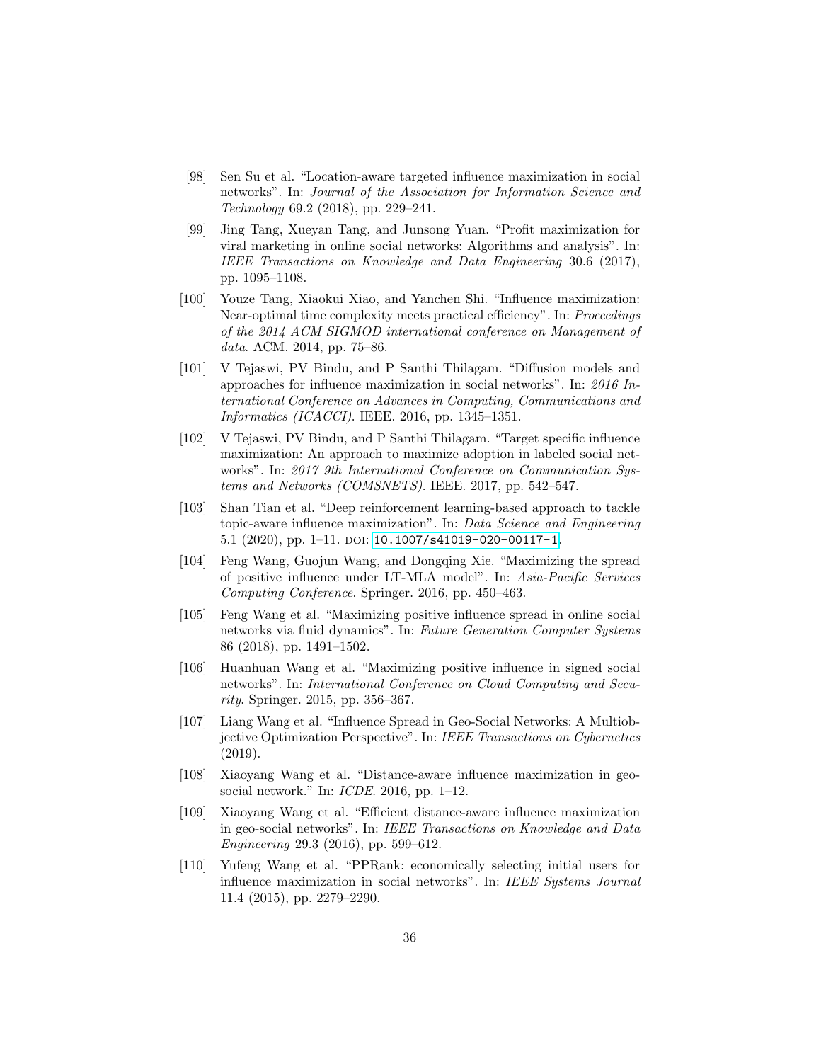[98] Sen Su et al. "Location-aware targeted influence maximization in social networks". In: *Journal of the Association for Information Science and Technology* 69.2 (2018), pp. 229–241.

[99] Jing Tang, Xueyan Tang, and Junsong Yuan. "Profit maximization for viral marketing in online social networks: Algorithms and analysis". In: *IEEE Transactions on Knowledge and Data Engineering* 30.6 (2017), pp. 1095–1108.

[100] Youze Tang, Xiaokui Xiao, and Yanchen Shi. "Influence maximization: Near-optimal time complexity meets practical efficiency". In: *Proceedings of the 2014 ACM SIGMOD international conference on Management of data*. ACM. 2014, pp. 75–86.

[101] V Tejaswi, PV Bindu, and P Santhi Thilagam. "Diffusion models and approaches for influence maximization in social networks". In: *2016 International Conference on Advances in Computing, Communications and Informatics (ICACCI)*. IEEE. 2016, pp. 1345–1351.

[102] V Tejaswi, PV Bindu, and P Santhi Thilagam. "Target specific influence maximization: An approach to maximize adoption in labeled social networks". In: *2017 9th International Conference on Communication Systems and Networks (COMSNETS)*. IEEE. 2017, pp. 542–547.

[103] Shan Tian et al. "Deep reinforcement learning-based approach to tackle topic-aware influence maximization". In: *Data Science and Engineering* 5.1 (2020), pp. 1–11. DOI: 10.1007/s41019-020-00117-1.

[104] Feng Wang, Guojun Wang, and Dongqing Xie. "Maximizing the spread of positive influence under LT-MLA model". In: *Asia-Pacific Services Computing Conference*. Springer. 2016, pp. 450–463.

[105] Feng Wang et al. "Maximizing positive influence spread in online social networks via fluid dynamics". In: *Future Generation Computer Systems* 86 (2018), pp. 1491–1502.

[106] Huanhuan Wang et al. "Maximizing positive influence in signed social networks". In: *International Conference on Cloud Computing and Security*. Springer. 2015, pp. 356–367.

[107] Liang Wang et al. "Influence Spread in Geo-Social Networks: A Multiobjective Optimization Perspective". In: *IEEE Transactions on Cybernetics* (2019).

[108] Xiaoyang Wang et al. "Distance-aware influence maximization in geo-social network." In: *ICDE*. 2016, pp. 1–12.

[109] Xiaoyang Wang et al. "Efficient distance-aware influence maximization in geo-social networks". In: *IEEE Transactions on Knowledge and Data Engineering* 29.3 (2016), pp. 599–612.

[110] Yufeng Wang et al. "PPRank: economically selecting initial users for influence maximization in social networks". In: *IEEE Systems Journal* 11.4 (2015), pp. 2279–2290.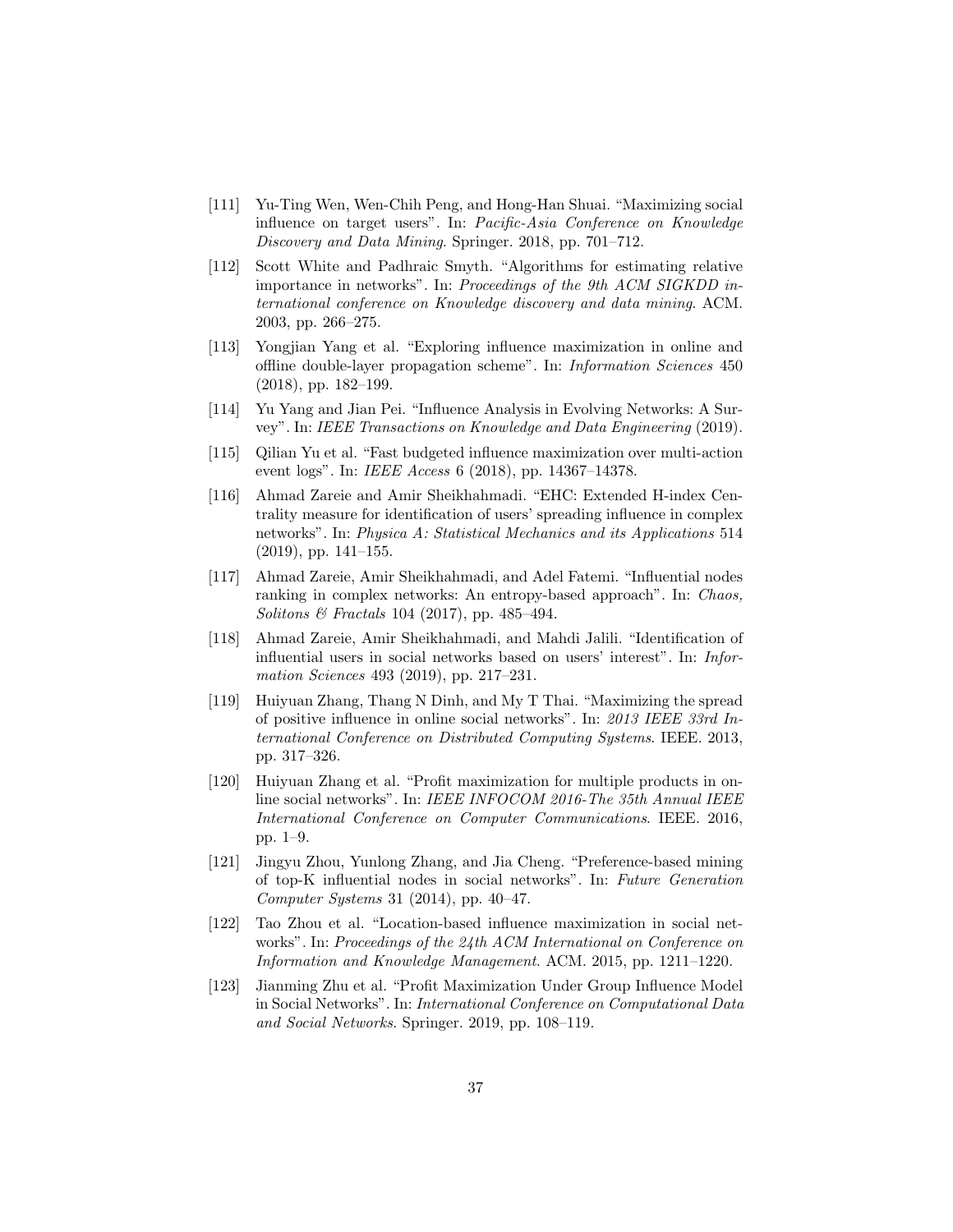[111] Yu-Ting Wen, Wen-Chih Peng, and Hong-Han Shuai. "Maximizing social influence on target users". In: *Pacific-Asia Conference on Knowledge Discovery and Data Mining*. Springer. 2018, pp. 701–712.

[112] Scott White and Padhraic Smyth. "Algorithms for estimating relative importance in networks". In: *Proceedings of the 9th ACM SIGKDD international conference on Knowledge discovery and data mining*. ACM. 2003, pp. 266–275.

[113] Yongjian Yang et al. "Exploring influence maximization in online and offline double-layer propagation scheme". In: *Information Sciences* 450 (2018), pp. 182–199.

[114] Yu Yang and Jian Pei. "Influence Analysis in Evolving Networks: A Survey". In: *IEEE Transactions on Knowledge and Data Engineering* (2019).

[115] Qilian Yu et al. "Fast budgeted influence maximization over multi-action event logs". In: *IEEE Access* 6 (2018), pp. 14367–14378.

[116] Ahmad Zareie and Amir Sheikhahmadi. "EHC: Extended H-index Centrality measure for identification of users' spreading influence in complex networks". In: *Physica A: Statistical Mechanics and its Applications* 514 (2019), pp. 141–155.

[117] Ahmad Zareie, Amir Sheikhahmadi, and Adel Fatemi. "Influential nodes ranking in complex networks: An entropy-based approach". In: *Chaos, Solitons & Fractals* 104 (2017), pp. 485–494.

[118] Ahmad Zareie, Amir Sheikhahmadi, and Mahdi Jalili. "Identification of influential users in social networks based on users' interest". In: *Information Sciences* 493 (2019), pp. 217–231.

[119] Huiyuan Zhang, Thang N Dinh, and My T Thai. "Maximizing the spread of positive influence in online social networks". In: *2013 IEEE 33rd International Conference on Distributed Computing Systems*. IEEE. 2013, pp. 317–326.

[120] Huiyuan Zhang et al. "Profit maximization for multiple products in online social networks". In: *IEEE INFOCOM 2016-The 35th Annual IEEE International Conference on Computer Communications*. IEEE. 2016, pp. 1–9.

[121] Jingyu Zhou, Yunlong Zhang, and Jia Cheng. "Preference-based mining of top-K influential nodes in social networks". In: *Future Generation Computer Systems* 31 (2014), pp. 40–47.

[122] Tao Zhou et al. "Location-based influence maximization in social networks". In: *Proceedings of the 24th ACM International on Conference on Information and Knowledge Management*. ACM. 2015, pp. 1211–1220.

[123] Jianming Zhu et al. "Profit Maximization Under Group Influence Model in Social Networks". In: *International Conference on Computational Data and Social Networks*. Springer. 2019, pp. 108–119.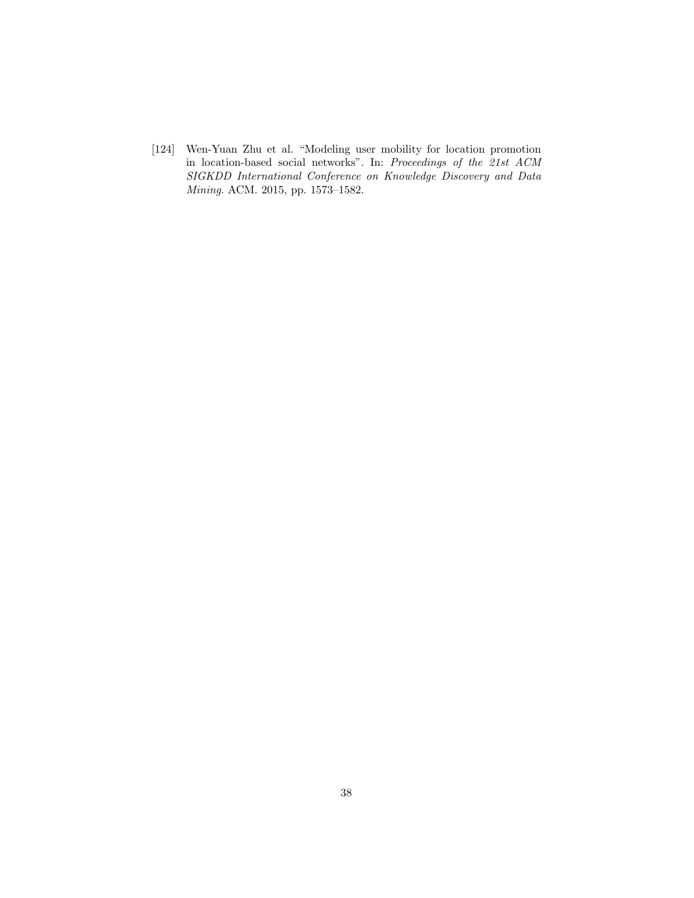[124] Wen-Yuan Zhu et al. “Modeling user mobility for location promotion in location-based social networks”. In: *Proceedings of the 21st ACM SIGKDD International Conference on Knowledge Discovery and Data Mining*. ACM. 2015, pp. 1573–1582.